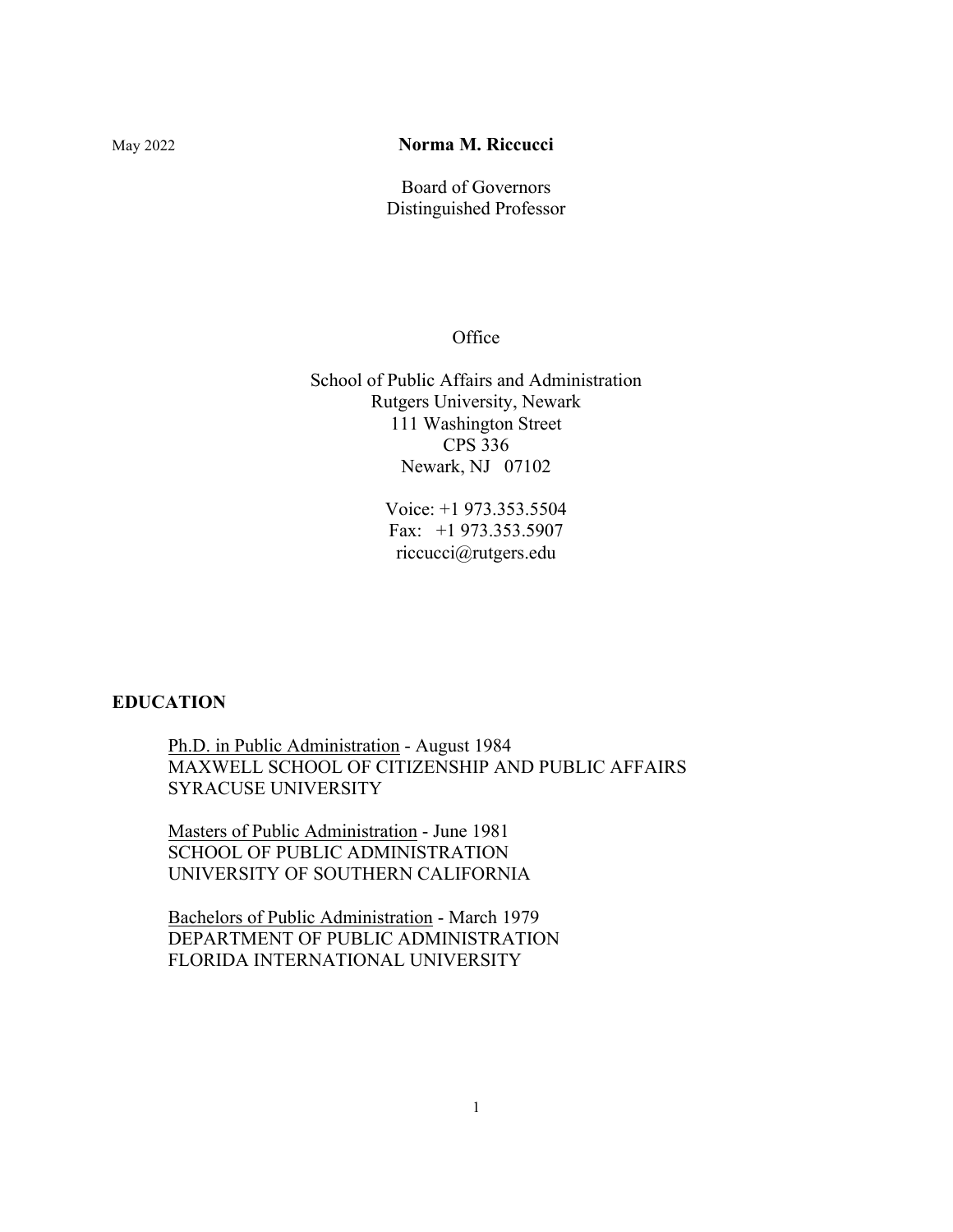May 2022

# Norma M. Riccucci

Board of Governors
Distinguished Professor

Office

School of Public Affairs and Administration
Rutgers University, Newark
111 Washington Street
CPS 336
Newark, NJ 07102

Voice: +1 973.353.5504
Fax: +1 973.353.5907
riccucci@rutgers.edu

## EDUCATION

Ph.D. in Public Administration - August 1984
MAXWELL SCHOOL OF CITIZENSHIP AND PUBLIC AFFAIRS
SYRACUSE UNIVERSITY

Masters of Public Administration - June 1981
SCHOOL OF PUBLIC ADMINISTRATION
UNIVERSITY OF SOUTHERN CALIFORNIA

Bachelors of Public Administration - March 1979
DEPARTMENT OF PUBLIC ADMINISTRATION
FLORIDA INTERNATIONAL UNIVERSITY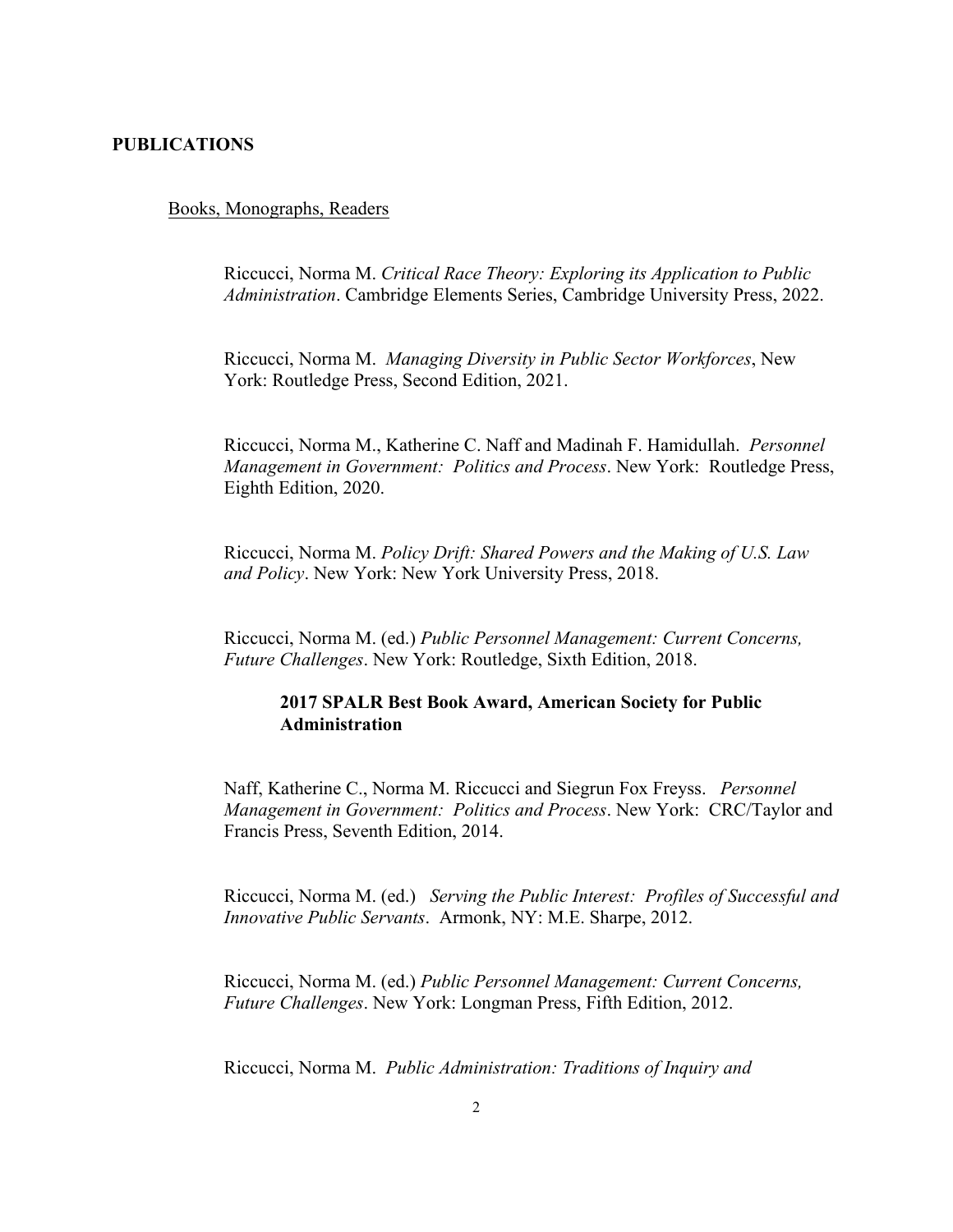## PUBLICATIONS

### Books, Monographs, Readers

Riccucci, Norma M. *Critical Race Theory: Exploring its Application to Public Administration*. Cambridge Elements Series, Cambridge University Press, 2022.

Riccucci, Norma M. *Managing Diversity in Public Sector Workforces*, New York: Routledge Press, Second Edition, 2021.

Riccucci, Norma M., Katherine C. Naff and Madinah F. Hamidullah. *Personnel Management in Government: Politics and Process*. New York: Routledge Press, Eighth Edition, 2020.

Riccucci, Norma M. *Policy Drift: Shared Powers and the Making of U.S. Law and Policy*. New York: New York University Press, 2018.

Riccucci, Norma M. (ed.) *Public Personnel Management: Current Concerns, Future Challenges*. New York: Routledge, Sixth Edition, 2018.

**2017 SPALR Best Book Award, American Society for Public Administration**

Naff, Katherine C., Norma M. Riccucci and Siegrun Fox Freyss. *Personnel Management in Government: Politics and Process*. New York: CRC/Taylor and Francis Press, Seventh Edition, 2014.

Riccucci, Norma M. (ed.) *Serving the Public Interest: Profiles of Successful and Innovative Public Servants*. Armonk, NY: M.E. Sharpe, 2012.

Riccucci, Norma M. (ed.) *Public Personnel Management: Current Concerns, Future Challenges*. New York: Longman Press, Fifth Edition, 2012.

Riccucci, Norma M. *Public Administration: Traditions of Inquiry and*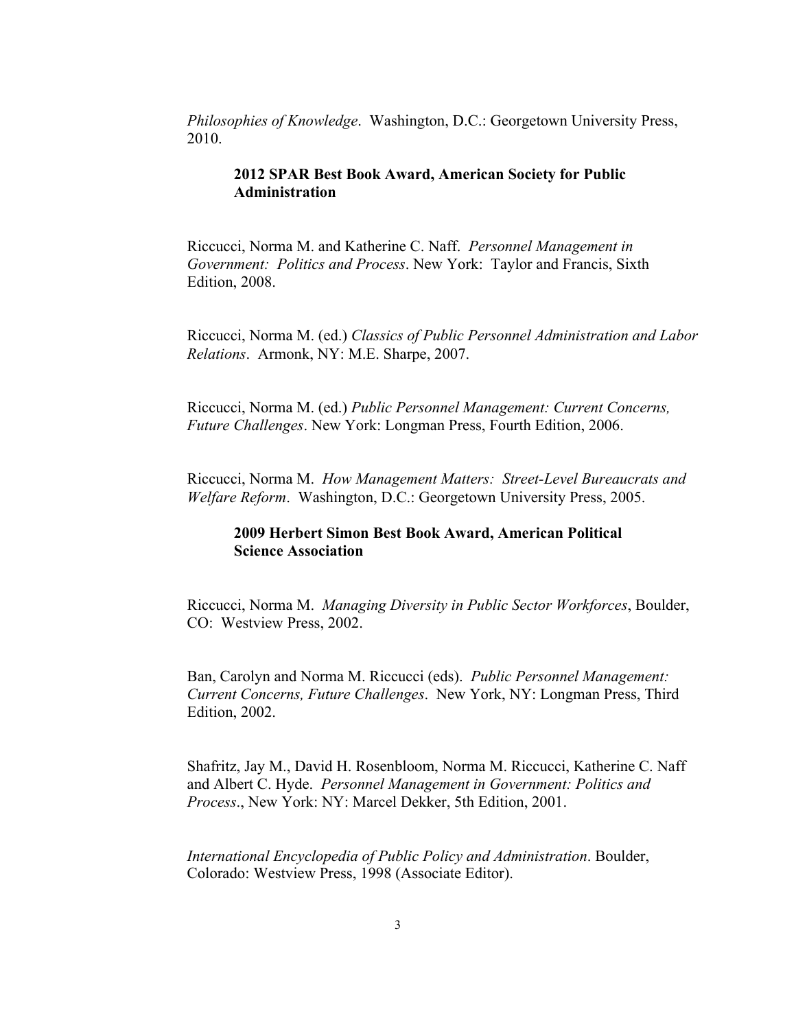*Philosophies of Knowledge*. Washington, D.C.: Georgetown University Press, 2010.

> **2012 SPAR Best Book Award, American Society for Public Administration**

Riccucci, Norma M. and Katherine C. Naff. *Personnel Management in Government: Politics and Process*. New York: Taylor and Francis, Sixth Edition, 2008.

Riccucci, Norma M. (ed.) *Classics of Public Personnel Administration and Labor Relations*. Armonk, NY: M.E. Sharpe, 2007.

Riccucci, Norma M. (ed.) *Public Personnel Management: Current Concerns, Future Challenges*. New York: Longman Press, Fourth Edition, 2006.

Riccucci, Norma M. *How Management Matters: Street-Level Bureaucrats and Welfare Reform*. Washington, D.C.: Georgetown University Press, 2005.

> **2009 Herbert Simon Best Book Award, American Political Science Association**

Riccucci, Norma M. *Managing Diversity in Public Sector Workforces*, Boulder, CO: Westview Press, 2002.

Ban, Carolyn and Norma M. Riccucci (eds). *Public Personnel Management: Current Concerns, Future Challenges*. New York, NY: Longman Press, Third Edition, 2002.

Shafritz, Jay M., David H. Rosenbloom, Norma M. Riccucci, Katherine C. Naff and Albert C. Hyde. *Personnel Management in Government: Politics and Process*., New York: NY: Marcel Dekker, 5th Edition, 2001.

*International Encyclopedia of Public Policy and Administration*. Boulder, Colorado: Westview Press, 1998 (Associate Editor).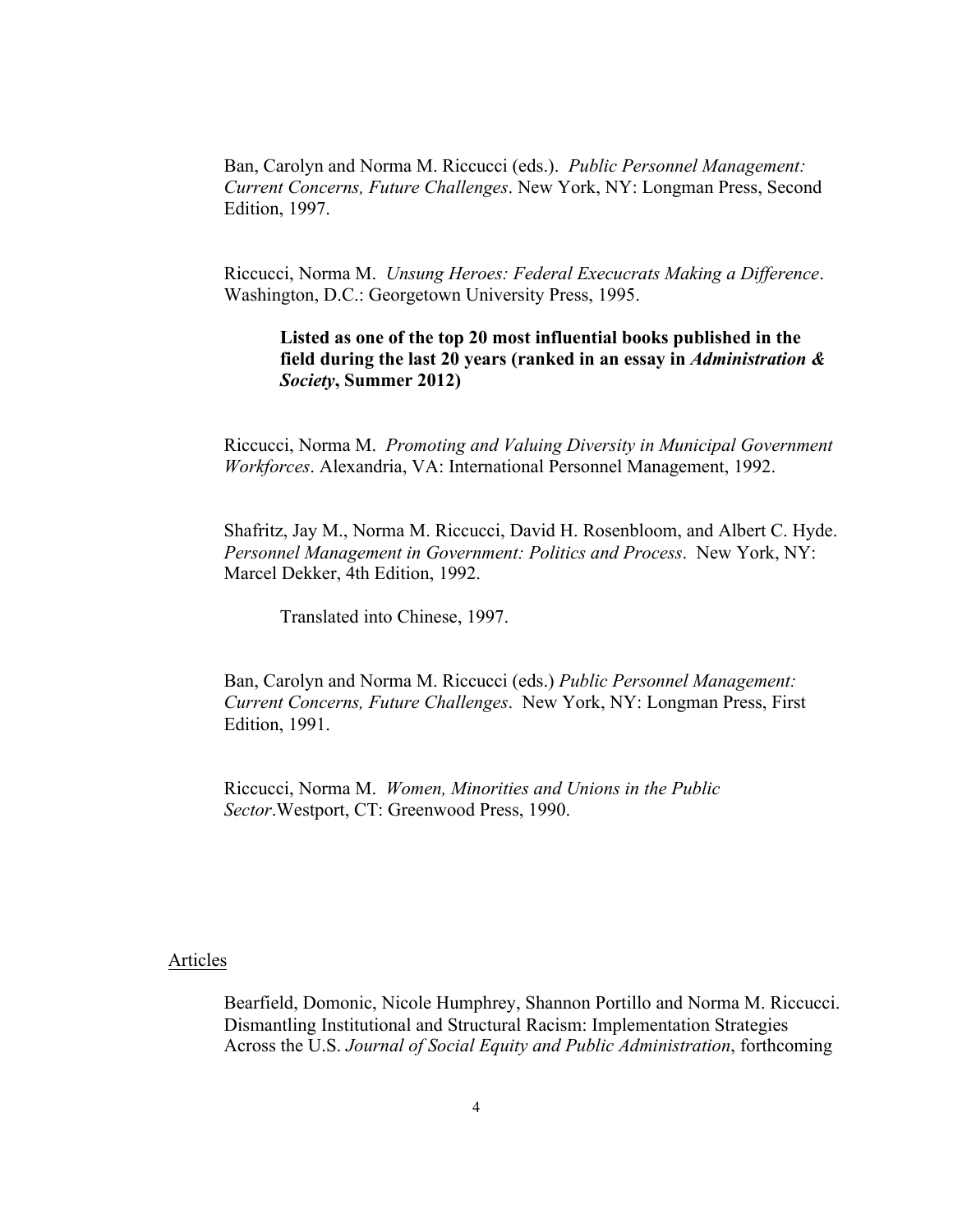Ban, Carolyn and Norma M. Riccucci (eds.). *Public Personnel Management: Current Concerns, Future Challenges*. New York, NY: Longman Press, Second Edition, 1997.

Riccucci, Norma M. *Unsung Heroes: Federal Execucrats Making a Difference*. Washington, D.C.: Georgetown University Press, 1995.

> **Listed as one of the top 20 most influential books published in the field during the last 20 years (ranked in an essay in *Administration & Society*, Summer 2012)**

Riccucci, Norma M. *Promoting and Valuing Diversity in Municipal Government Workforces*. Alexandria, VA: International Personnel Management, 1992.

Shafritz, Jay M., Norma M. Riccucci, David H. Rosenbloom, and Albert C. Hyde. *Personnel Management in Government: Politics and Process*. New York, NY: Marcel Dekker, 4th Edition, 1992.

> Translated into Chinese, 1997.

Ban, Carolyn and Norma M. Riccucci (eds.) *Public Personnel Management: Current Concerns, Future Challenges*. New York, NY: Longman Press, First Edition, 1991.

Riccucci, Norma M. *Women, Minorities and Unions in the Public Sector*.Westport, CT: Greenwood Press, 1990.

## Articles

Bearfield, Domonic, Nicole Humphrey, Shannon Portillo and Norma M. Riccucci. Dismantling Institutional and Structural Racism: Implementation Strategies Across the U.S. *Journal of Social Equity and Public Administration*, forthcoming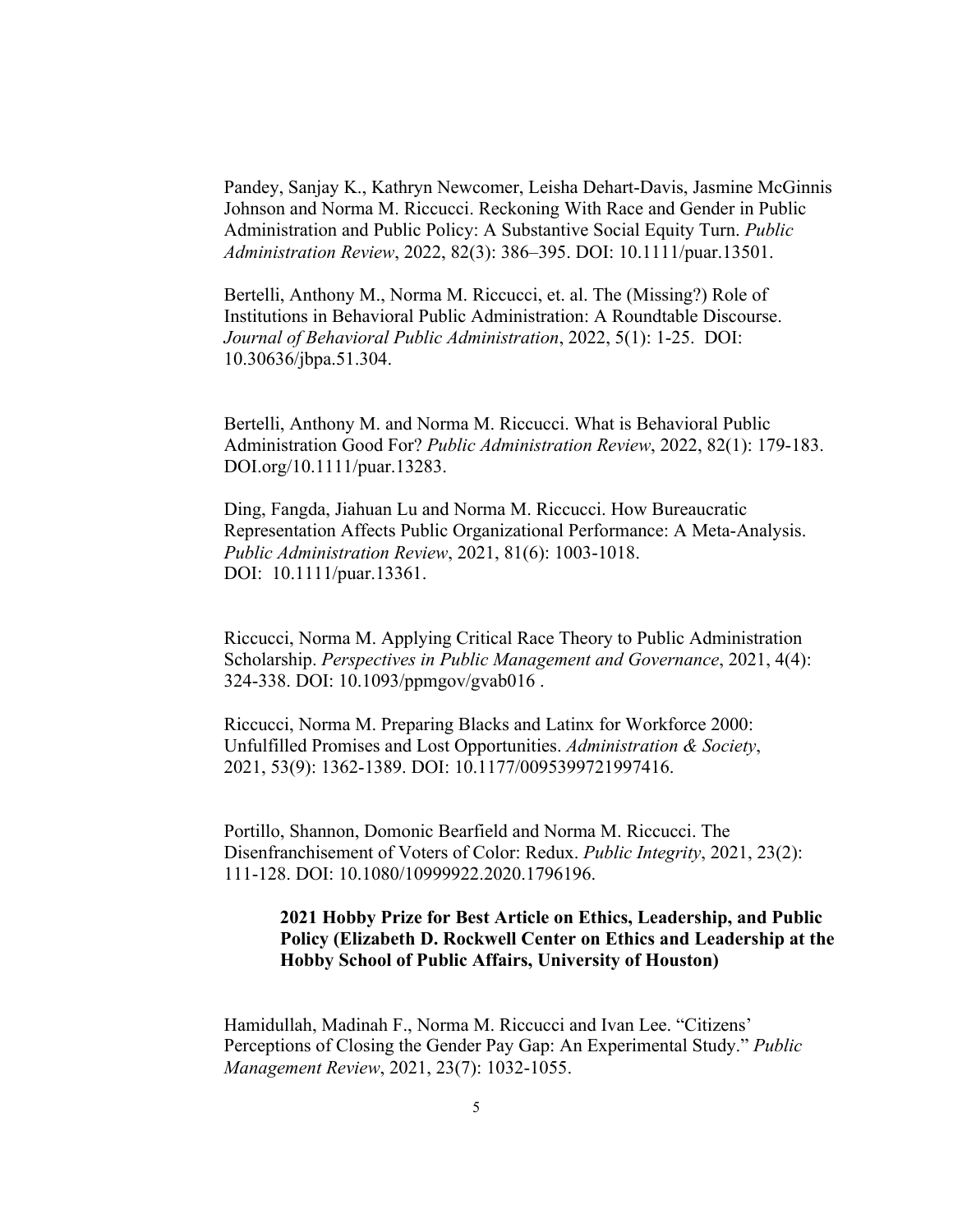Pandey, Sanjay K., Kathryn Newcomer, Leisha Dehart-Davis, Jasmine McGinnis Johnson and Norma M. Riccucci. Reckoning With Race and Gender in Public Administration and Public Policy: A Substantive Social Equity Turn. *Public Administration Review*, 2022, 82(3): 386–395. DOI: 10.1111/puar.13501.

Bertelli, Anthony M., Norma M. Riccucci, et. al. The (Missing?) Role of Institutions in Behavioral Public Administration: A Roundtable Discourse. *Journal of Behavioral Public Administration*, 2022, 5(1): 1-25. DOI: 10.30636/jbpa.51.304.

Bertelli, Anthony M. and Norma M. Riccucci. What is Behavioral Public Administration Good For? *Public Administration Review*, 2022, 82(1): 179-183. DOI.org/10.1111/puar.13283.

Ding, Fangda, Jiahuan Lu and Norma M. Riccucci. How Bureaucratic Representation Affects Public Organizational Performance: A Meta-Analysis. *Public Administration Review*, 2021, 81(6): 1003-1018. DOI: 10.1111/puar.13361.

Riccucci, Norma M. Applying Critical Race Theory to Public Administration Scholarship. *Perspectives in Public Management and Governance*, 2021, 4(4): 324-338. DOI: 10.1093/ppmgov/gvab016 .

Riccucci, Norma M. Preparing Blacks and Latinx for Workforce 2000: Unfulfilled Promises and Lost Opportunities. *Administration & Society*, 2021, 53(9): 1362-1389. DOI: 10.1177/0095399721997416.

Portillo, Shannon, Domonic Bearfield and Norma M. Riccucci. The Disenfranchisement of Voters of Color: Redux. *Public Integrity*, 2021, 23(2): 111-128. DOI: 10.1080/10999922.2020.1796196.

> **2021 Hobby Prize for Best Article on Ethics, Leadership, and Public Policy (Elizabeth D. Rockwell Center on Ethics and Leadership at the Hobby School of Public Affairs, University of Houston)**

Hamidullah, Madinah F., Norma M. Riccucci and Ivan Lee. "Citizens' Perceptions of Closing the Gender Pay Gap: An Experimental Study." *Public Management Review*, 2021, 23(7): 1032-1055.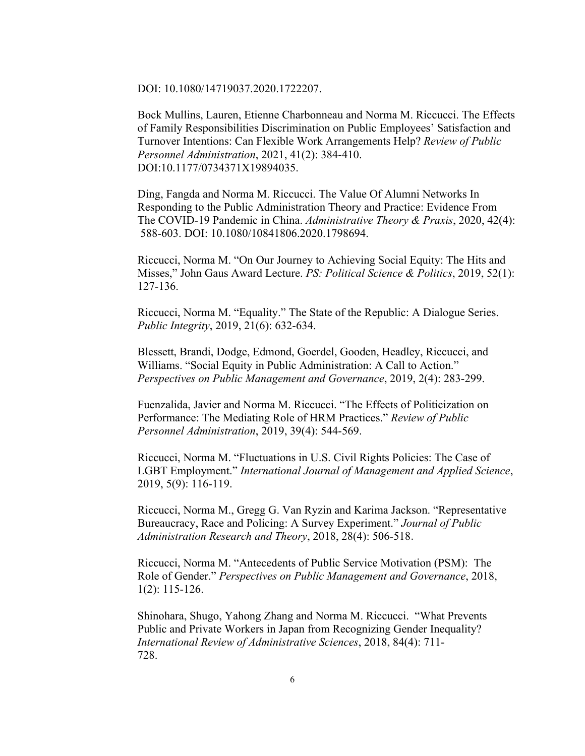DOI: 10.1080/14719037.2020.1722207.

Bock Mullins, Lauren, Etienne Charbonneau and Norma M. Riccucci. The Effects of Family Responsibilities Discrimination on Public Employees' Satisfaction and Turnover Intentions: Can Flexible Work Arrangements Help? *Review of Public Personnel Administration*, 2021, 41(2): 384-410. DOI:10.1177/0734371X19894035.

Ding, Fangda and Norma M. Riccucci. The Value Of Alumni Networks In Responding to the Public Administration Theory and Practice: Evidence From The COVID-19 Pandemic in China. *Administrative Theory & Praxis*, 2020, 42(4): 588-603. DOI: 10.1080/10841806.2020.1798694.

Riccucci, Norma M. "On Our Journey to Achieving Social Equity: The Hits and Misses," John Gaus Award Lecture. *PS: Political Science & Politics*, 2019, 52(1): 127-136.

Riccucci, Norma M. "Equality." The State of the Republic: A Dialogue Series. *Public Integrity*, 2019, 21(6): 632-634.

Blessett, Brandi, Dodge, Edmond, Goerdel, Gooden, Headley, Riccucci, and Williams. "Social Equity in Public Administration: A Call to Action." *Perspectives on Public Management and Governance*, 2019, 2(4): 283-299.

Fuenzalida, Javier and Norma M. Riccucci. "The Effects of Politicization on Performance: The Mediating Role of HRM Practices." *Review of Public Personnel Administration*, 2019, 39(4): 544-569.

Riccucci, Norma M. "Fluctuations in U.S. Civil Rights Policies: The Case of LGBT Employment." *International Journal of Management and Applied Science*, 2019, 5(9): 116-119.

Riccucci, Norma M., Gregg G. Van Ryzin and Karima Jackson. "Representative Bureaucracy, Race and Policing: A Survey Experiment." *Journal of Public Administration Research and Theory*, 2018, 28(4): 506-518.

Riccucci, Norma M. "Antecedents of Public Service Motivation (PSM): The Role of Gender." *Perspectives on Public Management and Governance*, 2018, 1(2): 115-126.

Shinohara, Shugo, Yahong Zhang and Norma M. Riccucci. "What Prevents Public and Private Workers in Japan from Recognizing Gender Inequality? *International Review of Administrative Sciences*, 2018, 84(4): 711-728.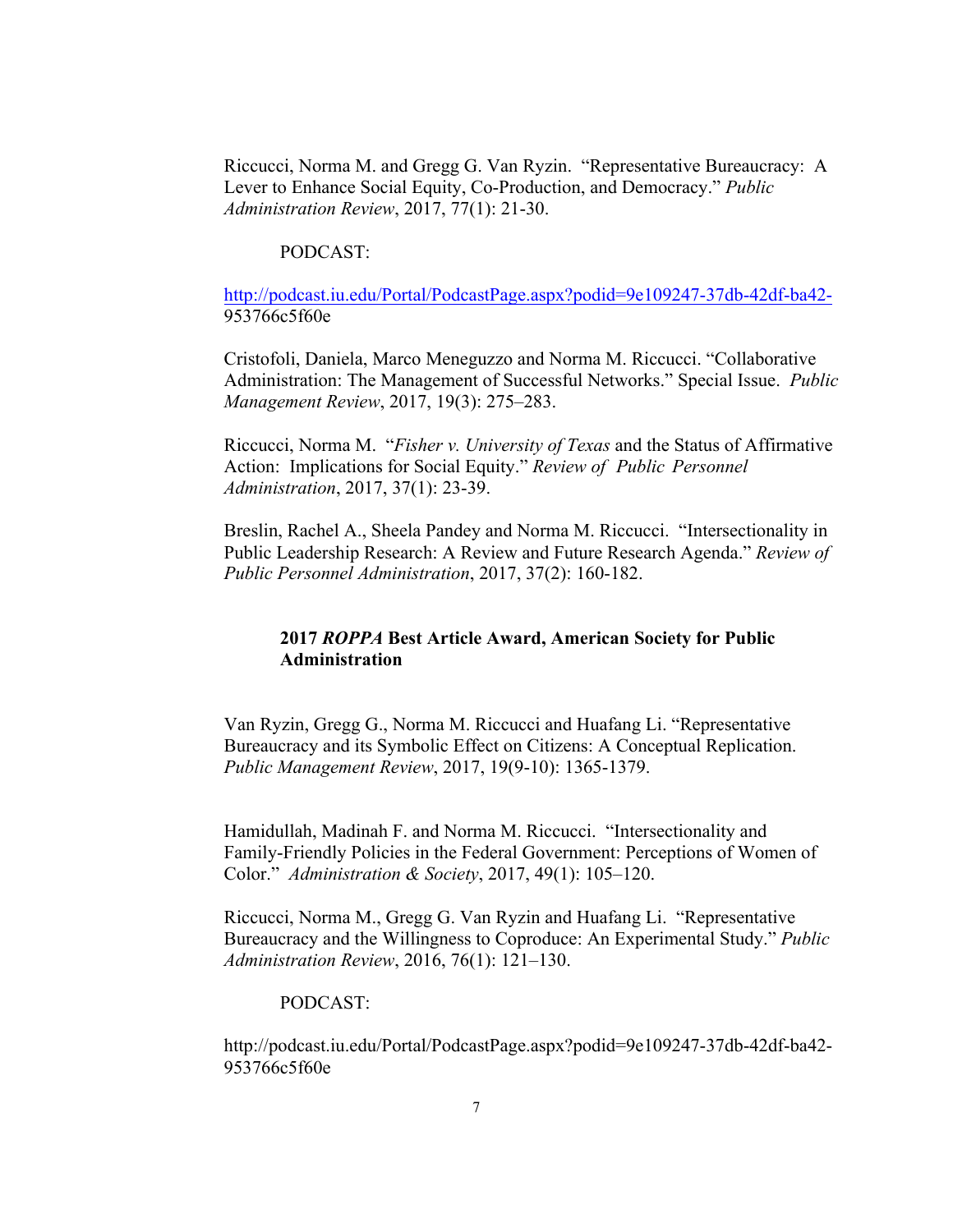Riccucci, Norma M. and Gregg G. Van Ryzin. "Representative Bureaucracy: A Lever to Enhance Social Equity, Co-Production, and Democracy." *Public Administration Review*, 2017, 77(1): 21-30.

PODCAST:

http://podcast.iu.edu/Portal/PodcastPage.aspx?podid=9e109247-37db-42df-ba42-953766c5f60e

Cristofoli, Daniela, Marco Meneguzzo and Norma M. Riccucci. "Collaborative Administration: The Management of Successful Networks." Special Issue. *Public Management Review*, 2017, 19(3): 275–283.

Riccucci, Norma M. "*Fisher v. University of Texas* and the Status of Affirmative Action: Implications for Social Equity." *Review of Public Personnel Administration*, 2017, 37(1): 23-39.

Breslin, Rachel A., Sheela Pandey and Norma M. Riccucci. "Intersectionality in Public Leadership Research: A Review and Future Research Agenda." *Review of Public Personnel Administration*, 2017, 37(2): 160-182.

**2017 *ROPPA* Best Article Award, American Society for Public Administration**

Van Ryzin, Gregg G., Norma M. Riccucci and Huafang Li. "Representative Bureaucracy and its Symbolic Effect on Citizens: A Conceptual Replication. *Public Management Review*, 2017, 19(9-10): 1365-1379.

Hamidullah, Madinah F. and Norma M. Riccucci. "Intersectionality and Family-Friendly Policies in the Federal Government: Perceptions of Women of Color." *Administration & Society*, 2017, 49(1): 105–120.

Riccucci, Norma M., Gregg G. Van Ryzin and Huafang Li. "Representative Bureaucracy and the Willingness to Coproduce: An Experimental Study." *Public Administration Review*, 2016, 76(1): 121–130.

PODCAST:

http://podcast.iu.edu/Portal/PodcastPage.aspx?podid=9e109247-37db-42df-ba42-953766c5f60e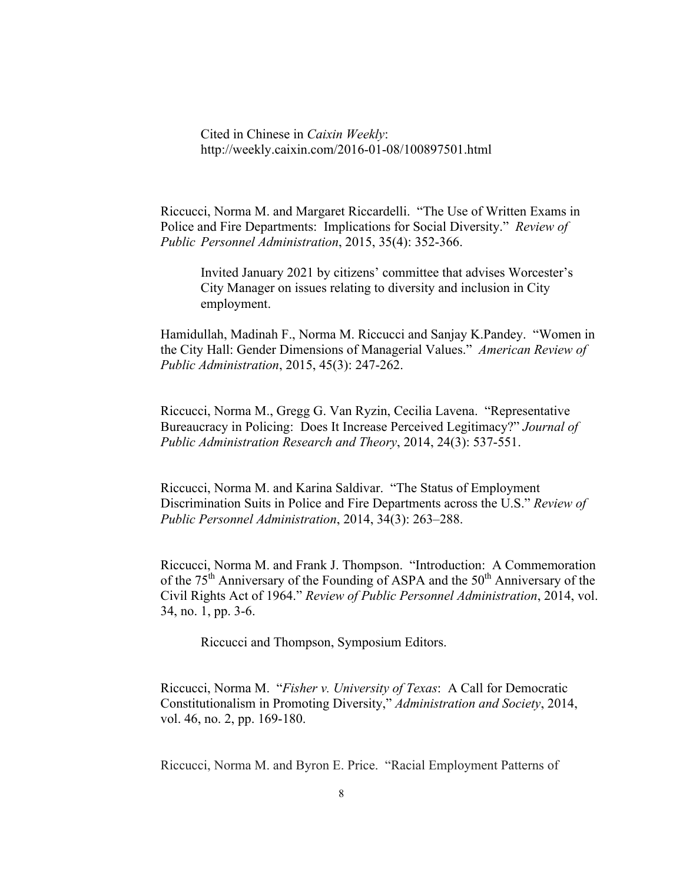Cited in Chinese in *Caixin Weekly*: http://weekly.caixin.com/2016-01-08/100897501.html

Riccucci, Norma M. and Margaret Riccardelli. "The Use of Written Exams in Police and Fire Departments: Implications for Social Diversity." *Review of Public Personnel Administration*, 2015, 35(4): 352-366.

> Invited January 2021 by citizens' committee that advises Worcester's City Manager on issues relating to diversity and inclusion in City employment.

Hamidullah, Madinah F., Norma M. Riccucci and Sanjay K.Pandey. "Women in the City Hall: Gender Dimensions of Managerial Values." *American Review of Public Administration*, 2015, 45(3): 247-262.

Riccucci, Norma M., Gregg G. Van Ryzin, Cecilia Lavena. "Representative Bureaucracy in Policing: Does It Increase Perceived Legitimacy?" *Journal of Public Administration Research and Theory*, 2014, 24(3): 537-551.

Riccucci, Norma M. and Karina Saldivar. "The Status of Employment Discrimination Suits in Police and Fire Departments across the U.S." *Review of Public Personnel Administration*, 2014, 34(3): 263–288.

Riccucci, Norma M. and Frank J. Thompson. "Introduction: A Commemoration of the 75th Anniversary of the Founding of ASPA and the 50th Anniversary of the Civil Rights Act of 1964." *Review of Public Personnel Administration*, 2014, vol. 34, no. 1, pp. 3-6.

> Riccucci and Thompson, Symposium Editors.

Riccucci, Norma M. "*Fisher v. University of Texas*: A Call for Democratic Constitutionalism in Promoting Diversity," *Administration and Society*, 2014, vol. 46, no. 2, pp. 169-180.

Riccucci, Norma M. and Byron E. Price. "Racial Employment Patterns of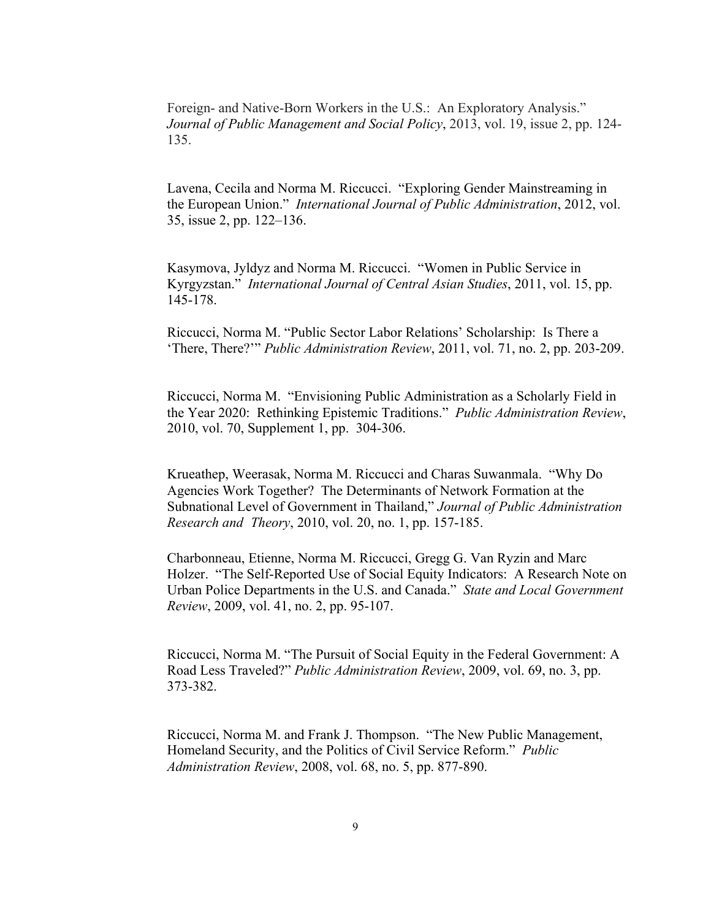Foreign- and Native-Born Workers in the U.S.: An Exploratory Analysis." *Journal of Public Management and Social Policy*, 2013, vol. 19, issue 2, pp. 124-135.

Lavena, Cecila and Norma M. Riccucci. "Exploring Gender Mainstreaming in the European Union." *International Journal of Public Administration*, 2012, vol. 35, issue 2, pp. 122–136.

Kasymova, Jyldyz and Norma M. Riccucci. "Women in Public Service in Kyrgyzstan." *International Journal of Central Asian Studies*, 2011, vol. 15, pp. 145-178.

Riccucci, Norma M. "Public Sector Labor Relations' Scholarship: Is There a 'There, There?'" *Public Administration Review*, 2011, vol. 71, no. 2, pp. 203-209.

Riccucci, Norma M. "Envisioning Public Administration as a Scholarly Field in the Year 2020: Rethinking Epistemic Traditions." *Public Administration Review*, 2010, vol. 70, Supplement 1, pp. 304-306.

Krueathep, Weerasak, Norma M. Riccucci and Charas Suwanmala. "Why Do Agencies Work Together? The Determinants of Network Formation at the Subnational Level of Government in Thailand," *Journal of Public Administration Research and Theory*, 2010, vol. 20, no. 1, pp. 157-185.

Charbonneau, Etienne, Norma M. Riccucci, Gregg G. Van Ryzin and Marc Holzer. "The Self-Reported Use of Social Equity Indicators: A Research Note on Urban Police Departments in the U.S. and Canada." *State and Local Government Review*, 2009, vol. 41, no. 2, pp. 95-107.

Riccucci, Norma M. "The Pursuit of Social Equity in the Federal Government: A Road Less Traveled?" *Public Administration Review*, 2009, vol. 69, no. 3, pp. 373-382.

Riccucci, Norma M. and Frank J. Thompson. "The New Public Management, Homeland Security, and the Politics of Civil Service Reform." *Public Administration Review*, 2008, vol. 68, no. 5, pp. 877-890.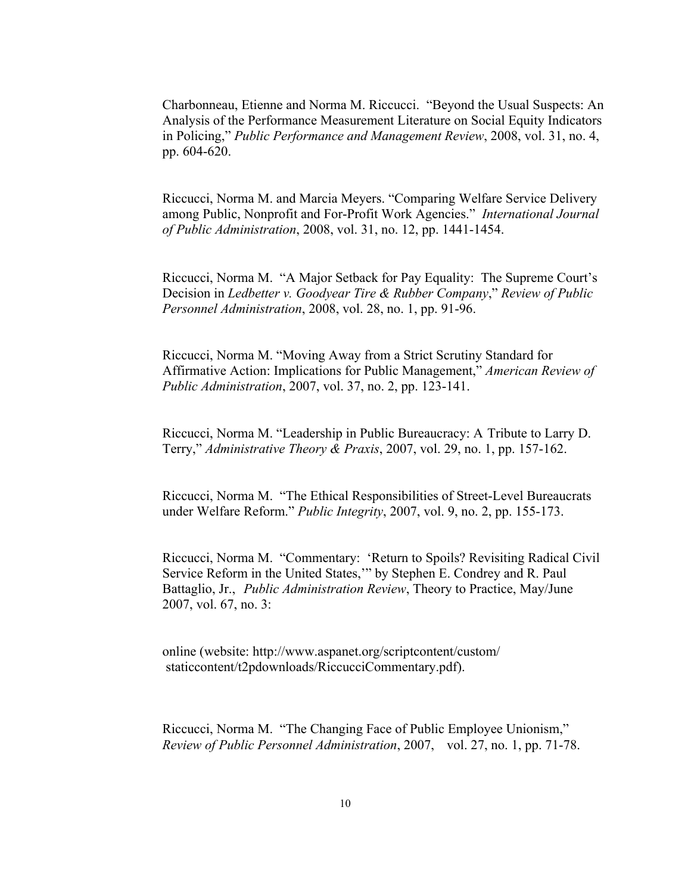Charbonneau, Etienne and Norma M. Riccucci. "Beyond the Usual Suspects: An Analysis of the Performance Measurement Literature on Social Equity Indicators in Policing," *Public Performance and Management Review*, 2008, vol. 31, no. 4, pp. 604-620.

Riccucci, Norma M. and Marcia Meyers. "Comparing Welfare Service Delivery among Public, Nonprofit and For-Profit Work Agencies." *International Journal of Public Administration*, 2008, vol. 31, no. 12, pp. 1441-1454.

Riccucci, Norma M. "A Major Setback for Pay Equality: The Supreme Court's Decision in *Ledbetter v. Goodyear Tire & Rubber Company*," *Review of Public Personnel Administration*, 2008, vol. 28, no. 1, pp. 91-96.

Riccucci, Norma M. "Moving Away from a Strict Scrutiny Standard for Affirmative Action: Implications for Public Management," *American Review of Public Administration*, 2007, vol. 37, no. 2, pp. 123-141.

Riccucci, Norma M. "Leadership in Public Bureaucracy: A Tribute to Larry D. Terry," *Administrative Theory & Praxis*, 2007, vol. 29, no. 1, pp. 157-162.

Riccucci, Norma M. "The Ethical Responsibilities of Street-Level Bureaucrats under Welfare Reform." *Public Integrity*, 2007, vol. 9, no. 2, pp. 155-173.

Riccucci, Norma M. "Commentary: 'Return to Spoils? Revisiting Radical Civil Service Reform in the United States,'" by Stephen E. Condrey and R. Paul Battaglio, Jr., *Public Administration Review*, Theory to Practice, May/June 2007, vol. 67, no. 3:

online (website: http://www.aspanet.org/scriptcontent/custom/ staticcontent/t2pdownloads/RiccucciCommentary.pdf).

Riccucci, Norma M. "The Changing Face of Public Employee Unionism," *Review of Public Personnel Administration*, 2007, vol. 27, no. 1, pp. 71-78.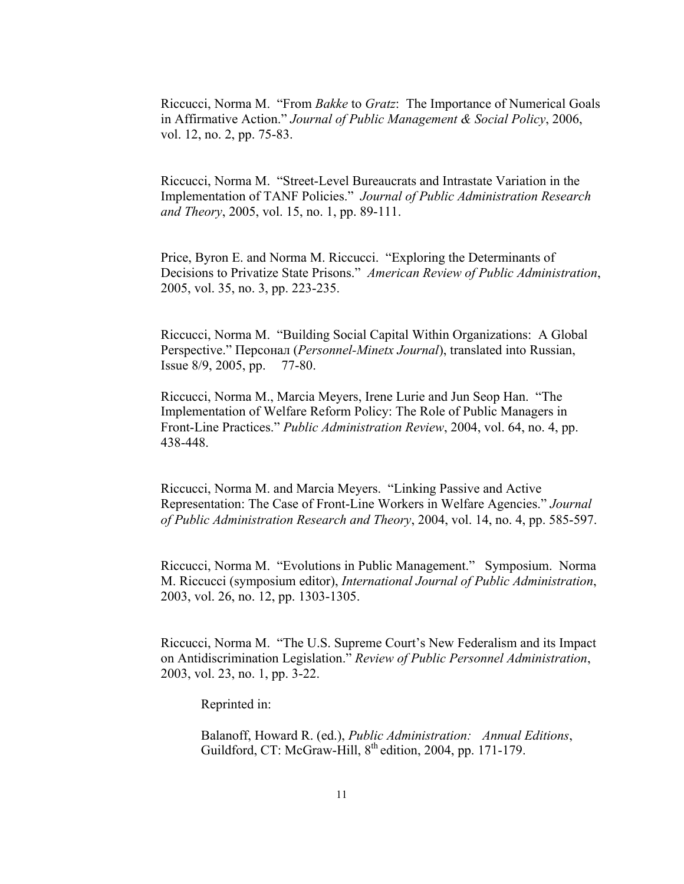Riccucci, Norma M. "From *Bakke* to *Gratz*: The Importance of Numerical Goals in Affirmative Action." *Journal of Public Management & Social Policy*, 2006, vol. 12, no. 2, pp. 75-83.

Riccucci, Norma M. "Street-Level Bureaucrats and Intrastate Variation in the Implementation of TANF Policies." *Journal of Public Administration Research and Theory*, 2005, vol. 15, no. 1, pp. 89-111.

Price, Byron E. and Norma M. Riccucci. "Exploring the Determinants of Decisions to Privatize State Prisons." *American Review of Public Administration*, 2005, vol. 35, no. 3, pp. 223-235.

Riccucci, Norma M. "Building Social Capital Within Organizations: A Global Perspective." Персонал (*Personnel-Minetx Journal*), translated into Russian, Issue 8/9, 2005, pp. 77-80.

Riccucci, Norma M., Marcia Meyers, Irene Lurie and Jun Seop Han. "The Implementation of Welfare Reform Policy: The Role of Public Managers in Front-Line Practices." *Public Administration Review*, 2004, vol. 64, no. 4, pp. 438-448.

Riccucci, Norma M. and Marcia Meyers. "Linking Passive and Active Representation: The Case of Front-Line Workers in Welfare Agencies." *Journal of Public Administration Research and Theory*, 2004, vol. 14, no. 4, pp. 585-597.

Riccucci, Norma M. "Evolutions in Public Management." Symposium. Norma M. Riccucci (symposium editor), *International Journal of Public Administration*, 2003, vol. 26, no. 12, pp. 1303-1305.

Riccucci, Norma M. "The U.S. Supreme Court's New Federalism and its Impact on Antidiscrimination Legislation." *Review of Public Personnel Administration*, 2003, vol. 23, no. 1, pp. 3-22.

Reprinted in:

Balanoff, Howard R. (ed.), *Public Administration: Annual Editions*, Guildford, CT: McGraw-Hill, 8th edition, 2004, pp. 171-179.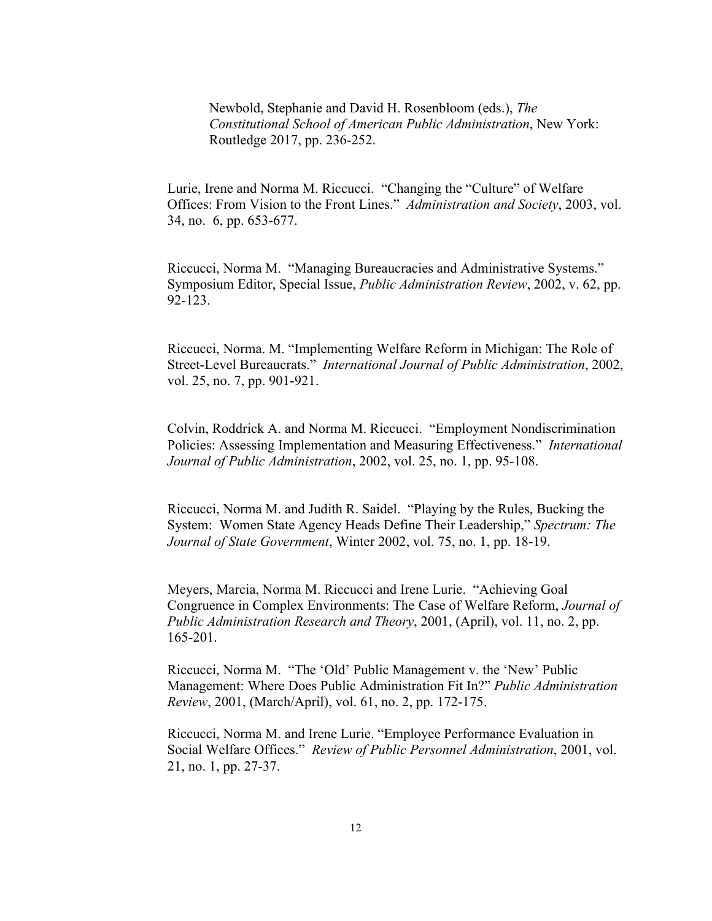Newbold, Stephanie and David H. Rosenbloom (eds.), *The Constitutional School of American Public Administration*, New York: Routledge 2017, pp. 236-252.

Lurie, Irene and Norma M. Riccucci. "Changing the "Culture" of Welfare Offices: From Vision to the Front Lines." *Administration and Society*, 2003, vol. 34, no. 6, pp. 653-677.

Riccucci, Norma M. "Managing Bureaucracies and Administrative Systems." Symposium Editor, Special Issue, *Public Administration Review*, 2002, v. 62, pp. 92-123.

Riccucci, Norma. M. "Implementing Welfare Reform in Michigan: The Role of Street-Level Bureaucrats." *International Journal of Public Administration*, 2002, vol. 25, no. 7, pp. 901-921.

Colvin, Roddrick A. and Norma M. Riccucci. "Employment Nondiscrimination Policies: Assessing Implementation and Measuring Effectiveness." *International Journal of Public Administration*, 2002, vol. 25, no. 1, pp. 95-108.

Riccucci, Norma M. and Judith R. Saidel. "Playing by the Rules, Bucking the System: Women State Agency Heads Define Their Leadership," *Spectrum: The Journal of State Government*, Winter 2002, vol. 75, no. 1, pp. 18-19.

Meyers, Marcia, Norma M. Riccucci and Irene Lurie. "Achieving Goal Congruence in Complex Environments: The Case of Welfare Reform, *Journal of Public Administration Research and Theory*, 2001, (April), vol. 11, no. 2, pp. 165-201.

Riccucci, Norma M. "The 'Old' Public Management v. the 'New' Public Management: Where Does Public Administration Fit In?" *Public Administration Review*, 2001, (March/April), vol. 61, no. 2, pp. 172-175.

Riccucci, Norma M. and Irene Lurie. "Employee Performance Evaluation in Social Welfare Offices." *Review of Public Personnel Administration*, 2001, vol. 21, no. 1, pp. 27-37.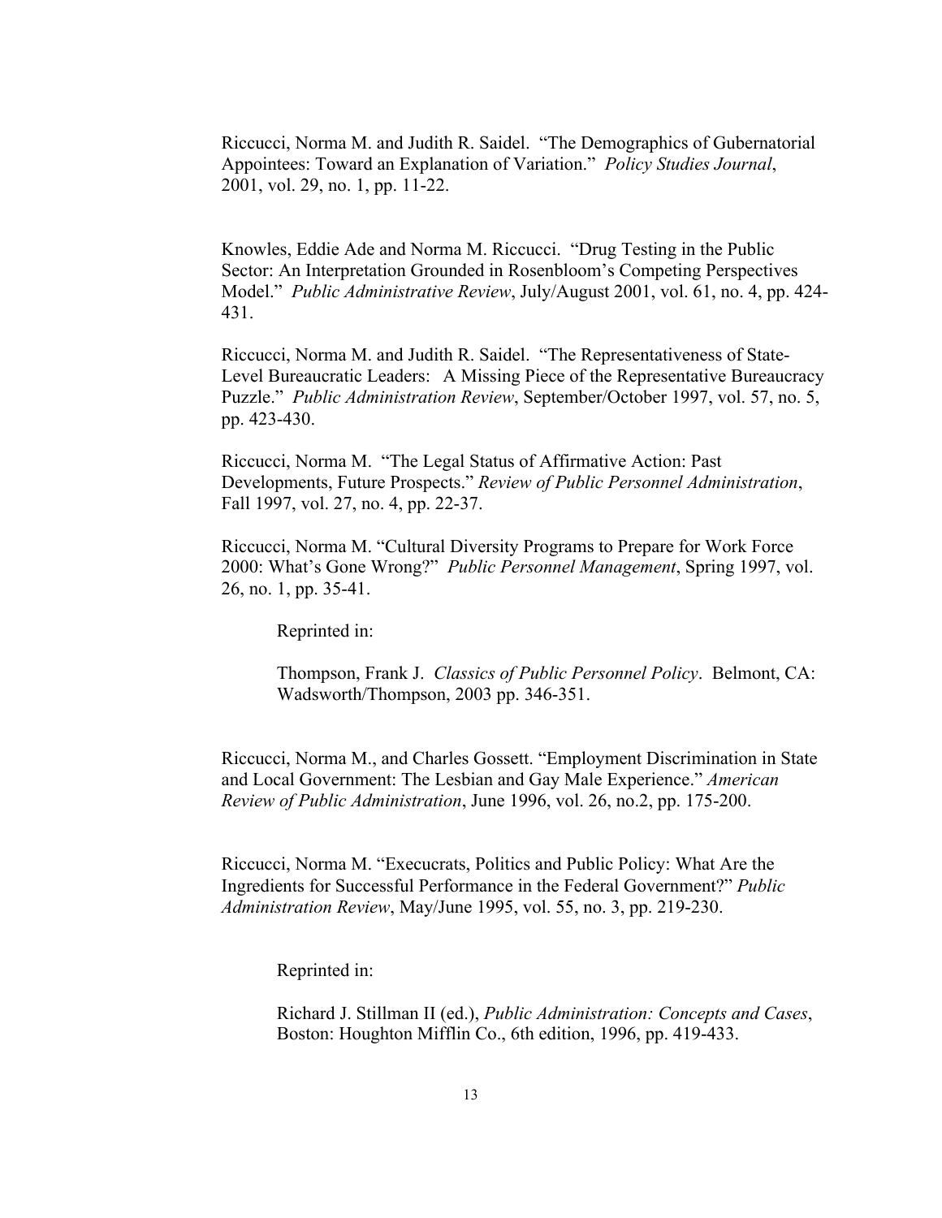Riccucci, Norma M. and Judith R. Saidel. "The Demographics of Gubernatorial Appointees: Toward an Explanation of Variation." *Policy Studies Journal*, 2001, vol. 29, no. 1, pp. 11-22.

Knowles, Eddie Ade and Norma M. Riccucci. "Drug Testing in the Public Sector: An Interpretation Grounded in Rosenbloom's Competing Perspectives Model." *Public Administrative Review*, July/August 2001, vol. 61, no. 4, pp. 424-431.

Riccucci, Norma M. and Judith R. Saidel. "The Representativeness of State-Level Bureaucratic Leaders: A Missing Piece of the Representative Bureaucracy Puzzle." *Public Administration Review*, September/October 1997, vol. 57, no. 5, pp. 423-430.

Riccucci, Norma M. "The Legal Status of Affirmative Action: Past Developments, Future Prospects." *Review of Public Personnel Administration*, Fall 1997, vol. 27, no. 4, pp. 22-37.

Riccucci, Norma M. "Cultural Diversity Programs to Prepare for Work Force 2000: What's Gone Wrong?" *Public Personnel Management*, Spring 1997, vol. 26, no. 1, pp. 35-41.

> Reprinted in:
>
> Thompson, Frank J. *Classics of Public Personnel Policy*. Belmont, CA: Wadsworth/Thompson, 2003 pp. 346-351.

Riccucci, Norma M., and Charles Gossett. "Employment Discrimination in State and Local Government: The Lesbian and Gay Male Experience." *American Review of Public Administration*, June 1996, vol. 26, no.2, pp. 175-200.

Riccucci, Norma M. "Execucrats, Politics and Public Policy: What Are the Ingredients for Successful Performance in the Federal Government?" *Public Administration Review*, May/June 1995, vol. 55, no. 3, pp. 219-230.

> Reprinted in:
>
> Richard J. Stillman II (ed.), *Public Administration: Concepts and Cases*, Boston: Houghton Mifflin Co., 6th edition, 1996, pp. 419-433.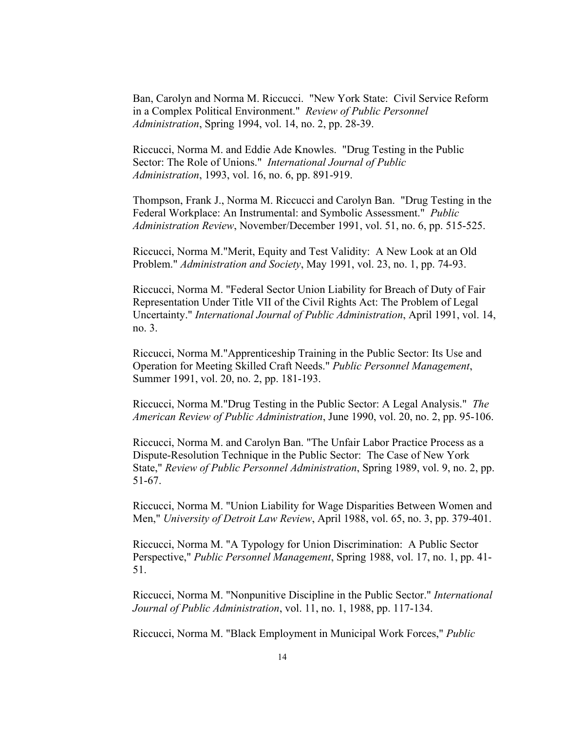Ban, Carolyn and Norma M. Riccucci. "New York State: Civil Service Reform in a Complex Political Environment." *Review of Public Personnel Administration*, Spring 1994, vol. 14, no. 2, pp. 28-39.

Riccucci, Norma M. and Eddie Ade Knowles. "Drug Testing in the Public Sector: The Role of Unions." *International Journal of Public Administration*, 1993, vol. 16, no. 6, pp. 891-919.

Thompson, Frank J., Norma M. Riccucci and Carolyn Ban. "Drug Testing in the Federal Workplace: An Instrumental: and Symbolic Assessment." *Public Administration Review*, November/December 1991, vol. 51, no. 6, pp. 515-525.

Riccucci, Norma M."Merit, Equity and Test Validity: A New Look at an Old Problem." *Administration and Society*, May 1991, vol. 23, no. 1, pp. 74-93.

Riccucci, Norma M. "Federal Sector Union Liability for Breach of Duty of Fair Representation Under Title VII of the Civil Rights Act: The Problem of Legal Uncertainty." *International Journal of Public Administration*, April 1991, vol. 14, no. 3.

Riccucci, Norma M."Apprenticeship Training in the Public Sector: Its Use and Operation for Meeting Skilled Craft Needs." *Public Personnel Management*, Summer 1991, vol. 20, no. 2, pp. 181-193.

Riccucci, Norma M."Drug Testing in the Public Sector: A Legal Analysis." *The American Review of Public Administration*, June 1990, vol. 20, no. 2, pp. 95-106.

Riccucci, Norma M. and Carolyn Ban. "The Unfair Labor Practice Process as a Dispute-Resolution Technique in the Public Sector: The Case of New York State," *Review of Public Personnel Administration*, Spring 1989, vol. 9, no. 2, pp. 51-67.

Riccucci, Norma M. "Union Liability for Wage Disparities Between Women and Men," *University of Detroit Law Review*, April 1988, vol. 65, no. 3, pp. 379-401.

Riccucci, Norma M. "A Typology for Union Discrimination: A Public Sector Perspective," *Public Personnel Management*, Spring 1988, vol. 17, no. 1, pp. 41-51.

Riccucci, Norma M. "Nonpunitive Discipline in the Public Sector." *International Journal of Public Administration*, vol. 11, no. 1, 1988, pp. 117-134.

Riccucci, Norma M. "Black Employment in Municipal Work Forces," *Public*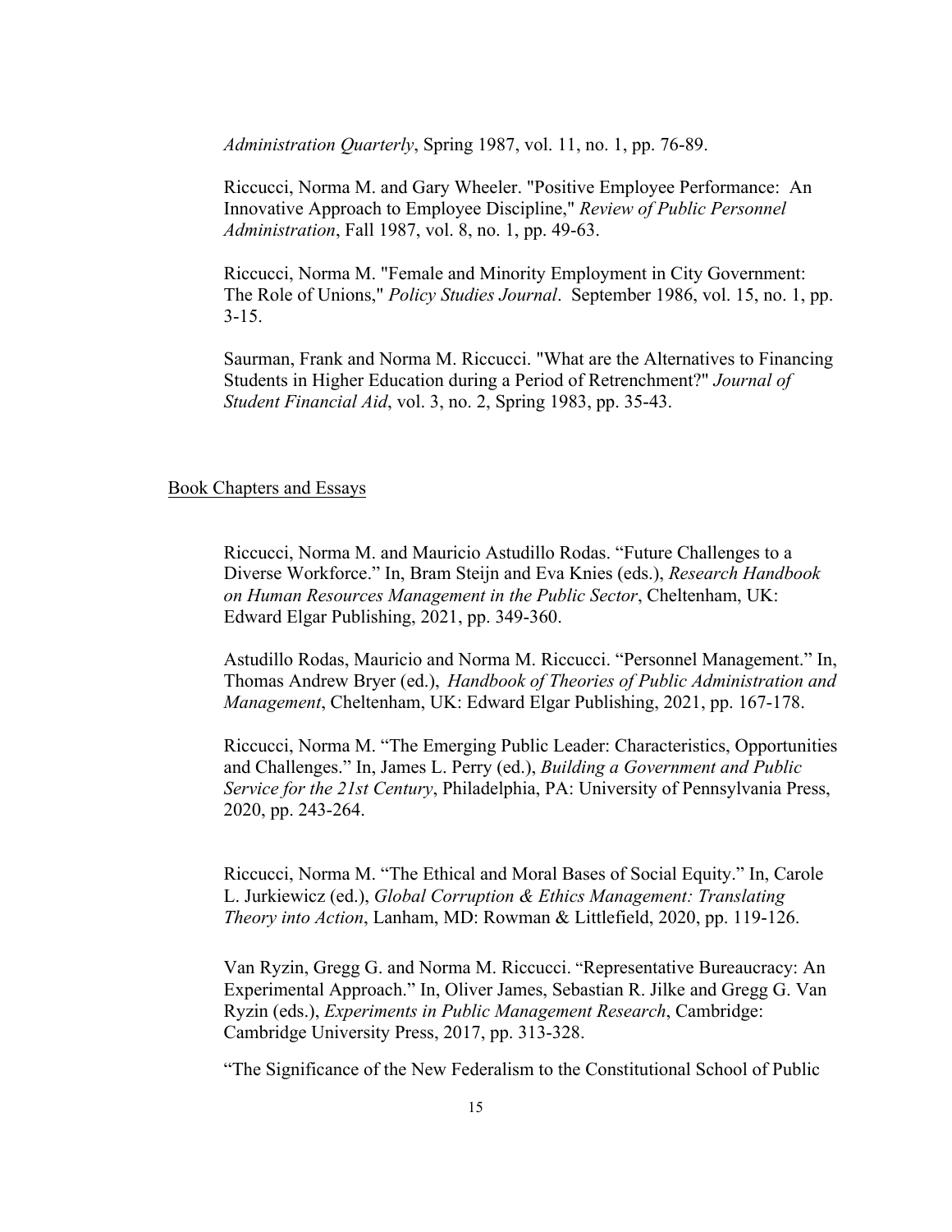*Administration Quarterly*, Spring 1987, vol. 11, no. 1, pp. 76-89.

Riccucci, Norma M. and Gary Wheeler. "Positive Employee Performance: An Innovative Approach to Employee Discipline," *Review of Public Personnel Administration*, Fall 1987, vol. 8, no. 1, pp. 49-63.

Riccucci, Norma M. "Female and Minority Employment in City Government: The Role of Unions," *Policy Studies Journal*. September 1986, vol. 15, no. 1, pp. 3-15.

Saurman, Frank and Norma M. Riccucci. "What are the Alternatives to Financing Students in Higher Education during a Period of Retrenchment?" *Journal of Student Financial Aid*, vol. 3, no. 2, Spring 1983, pp. 35-43.

## Book Chapters and Essays

Riccucci, Norma M. and Mauricio Astudillo Rodas. "Future Challenges to a Diverse Workforce." In, Bram Steijn and Eva Knies (eds.), *Research Handbook on Human Resources Management in the Public Sector*, Cheltenham, UK: Edward Elgar Publishing, 2021, pp. 349-360.

Astudillo Rodas, Mauricio and Norma M. Riccucci. "Personnel Management." In, Thomas Andrew Bryer (ed.), *Handbook of Theories of Public Administration and Management*, Cheltenham, UK: Edward Elgar Publishing, 2021, pp. 167-178.

Riccucci, Norma M. "The Emerging Public Leader: Characteristics, Opportunities and Challenges." In, James L. Perry (ed.), *Building a Government and Public Service for the 21st Century*, Philadelphia, PA: University of Pennsylvania Press, 2020, pp. 243-264.

Riccucci, Norma M. "The Ethical and Moral Bases of Social Equity." In, Carole L. Jurkiewicz (ed.), *Global Corruption & Ethics Management: Translating Theory into Action*, Lanham, MD: Rowman & Littlefield, 2020, pp. 119-126.

Van Ryzin, Gregg G. and Norma M. Riccucci. "Representative Bureaucracy: An Experimental Approach." In, Oliver James, Sebastian R. Jilke and Gregg G. Van Ryzin (eds.), *Experiments in Public Management Research*, Cambridge: Cambridge University Press, 2017, pp. 313-328.

"The Significance of the New Federalism to the Constitutional School of Public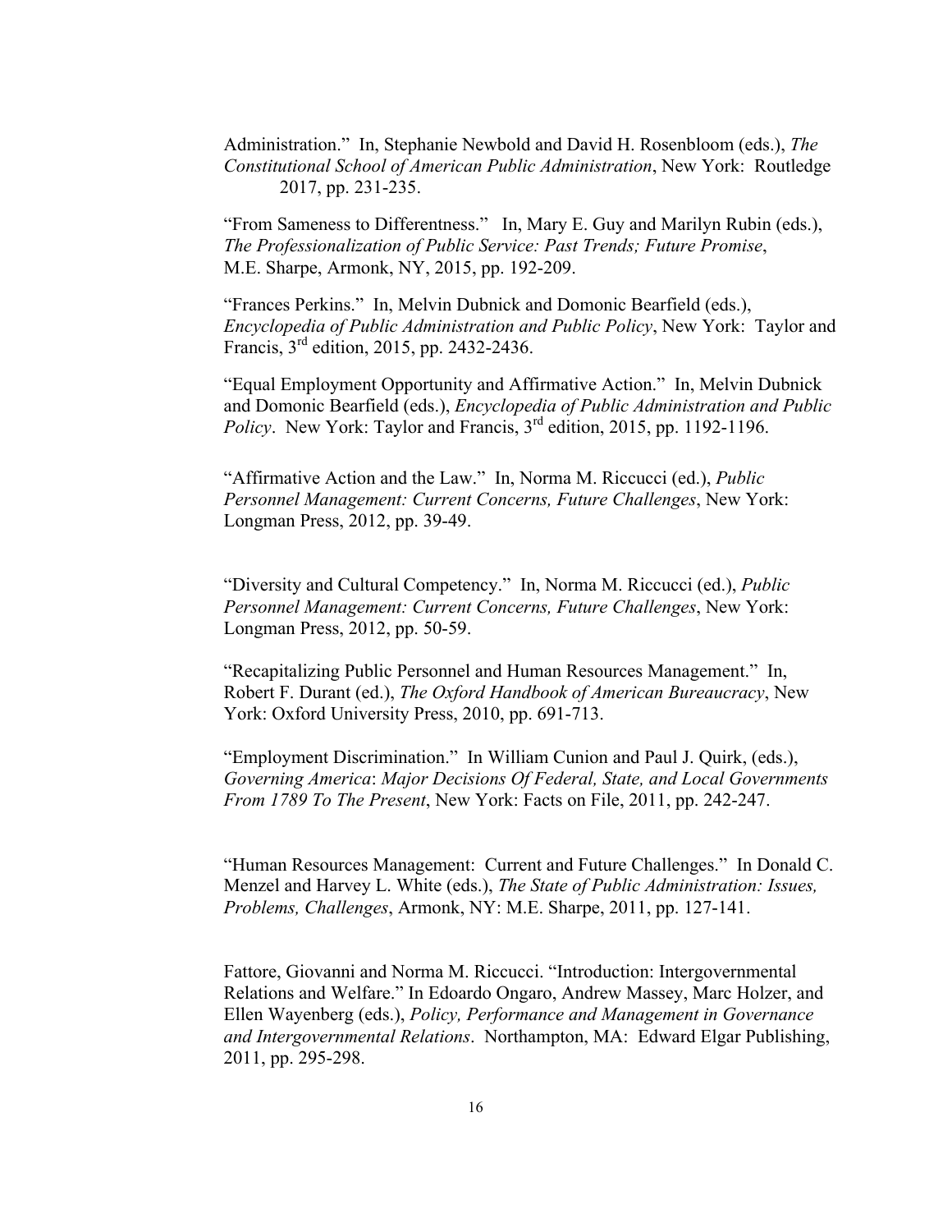Administration." In, Stephanie Newbold and David H. Rosenbloom (eds.), *The Constitutional School of American Public Administration*, New York: Routledge 2017, pp. 231-235.

"From Sameness to Differentness." In, Mary E. Guy and Marilyn Rubin (eds.), *The Professionalization of Public Service: Past Trends; Future Promise*, M.E. Sharpe, Armonk, NY, 2015, pp. 192-209.

"Frances Perkins." In, Melvin Dubnick and Domonic Bearfield (eds.), *Encyclopedia of Public Administration and Public Policy*, New York: Taylor and Francis, 3rd edition, 2015, pp. 2432-2436.

"Equal Employment Opportunity and Affirmative Action." In, Melvin Dubnick and Domonic Bearfield (eds.), *Encyclopedia of Public Administration and Public Policy*. New York: Taylor and Francis, 3rd edition, 2015, pp. 1192-1196.

"Affirmative Action and the Law." In, Norma M. Riccucci (ed.), *Public Personnel Management: Current Concerns, Future Challenges*, New York: Longman Press, 2012, pp. 39-49.

"Diversity and Cultural Competency." In, Norma M. Riccucci (ed.), *Public Personnel Management: Current Concerns, Future Challenges*, New York: Longman Press, 2012, pp. 50-59.

"Recapitalizing Public Personnel and Human Resources Management." In, Robert F. Durant (ed.), *The Oxford Handbook of American Bureaucracy*, New York: Oxford University Press, 2010, pp. 691-713.

"Employment Discrimination." In William Cunion and Paul J. Quirk, (eds.), *Governing America*: *Major Decisions Of Federal, State, and Local Governments From 1789 To The Present*, New York: Facts on File, 2011, pp. 242-247.

"Human Resources Management: Current and Future Challenges." In Donald C. Menzel and Harvey L. White (eds.), *The State of Public Administration: Issues, Problems, Challenges*, Armonk, NY: M.E. Sharpe, 2011, pp. 127-141.

Fattore, Giovanni and Norma M. Riccucci. "Introduction: Intergovernmental Relations and Welfare." In Edoardo Ongaro, Andrew Massey, Marc Holzer, and Ellen Wayenberg (eds.), *Policy, Performance and Management in Governance and Intergovernmental Relations*. Northampton, MA: Edward Elgar Publishing, 2011, pp. 295-298.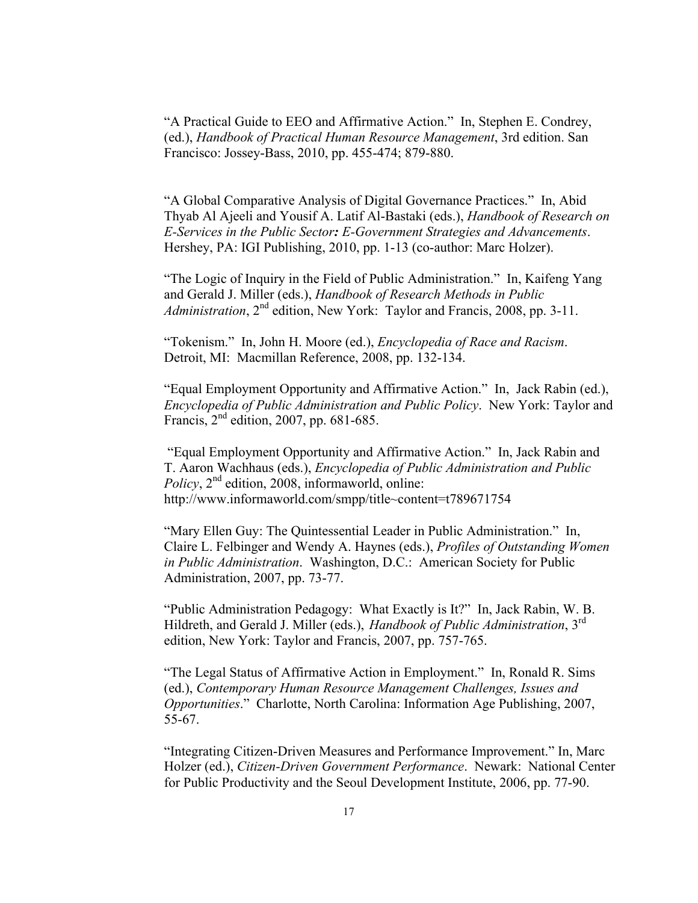"A Practical Guide to EEO and Affirmative Action." In, Stephen E. Condrey, (ed.), *Handbook of Practical Human Resource Management*, 3rd edition. San Francisco: Jossey-Bass, 2010, pp. 455-474; 879-880.

"A Global Comparative Analysis of Digital Governance Practices." In, Abid Thyab Al Ajeeli and Yousif A. Latif Al-Bastaki (eds.), *Handbook of Research on E-Services in the Public Sector: E-Government Strategies and Advancements*. Hershey, PA: IGI Publishing, 2010, pp. 1-13 (co-author: Marc Holzer).

"The Logic of Inquiry in the Field of Public Administration." In, Kaifeng Yang and Gerald J. Miller (eds.), *Handbook of Research Methods in Public Administration*, 2nd edition, New York: Taylor and Francis, 2008, pp. 3-11.

"Tokenism." In, John H. Moore (ed.), *Encyclopedia of Race and Racism*. Detroit, MI: Macmillan Reference, 2008, pp. 132-134.

"Equal Employment Opportunity and Affirmative Action." In, Jack Rabin (ed.), *Encyclopedia of Public Administration and Public Policy*. New York: Taylor and Francis, 2nd edition, 2007, pp. 681-685.

"Equal Employment Opportunity and Affirmative Action." In, Jack Rabin and T. Aaron Wachhaus (eds.), *Encyclopedia of Public Administration and Public Policy*, 2nd edition, 2008, informaworld, online: http://www.informaworld.com/smpp/title~content=t789671754

"Mary Ellen Guy: The Quintessential Leader in Public Administration." In, Claire L. Felbinger and Wendy A. Haynes (eds.), *Profiles of Outstanding Women in Public Administration*. Washington, D.C.: American Society for Public Administration, 2007, pp. 73-77.

"Public Administration Pedagogy: What Exactly is It?" In, Jack Rabin, W. B. Hildreth, and Gerald J. Miller (eds.), *Handbook of Public Administration*, 3rd edition, New York: Taylor and Francis, 2007, pp. 757-765.

"The Legal Status of Affirmative Action in Employment." In, Ronald R. Sims (ed.), *Contemporary Human Resource Management Challenges, Issues and Opportunities*." Charlotte, North Carolina: Information Age Publishing, 2007, 55-67.

"Integrating Citizen-Driven Measures and Performance Improvement." In, Marc Holzer (ed.), *Citizen-Driven Government Performance*. Newark: National Center for Public Productivity and the Seoul Development Institute, 2006, pp. 77-90.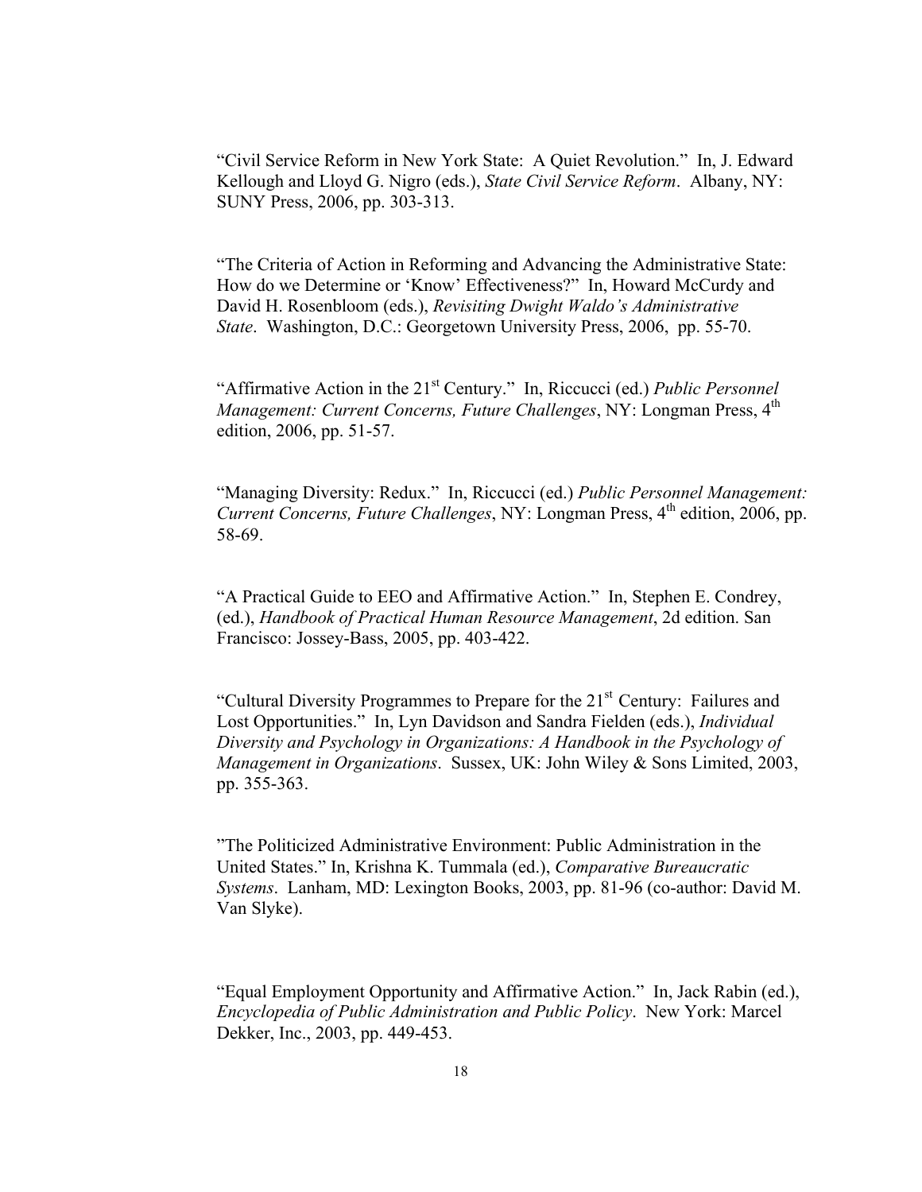"Civil Service Reform in New York State: A Quiet Revolution." In, J. Edward Kellough and Lloyd G. Nigro (eds.), *State Civil Service Reform*. Albany, NY: SUNY Press, 2006, pp. 303-313.

"The Criteria of Action in Reforming and Advancing the Administrative State: How do we Determine or 'Know' Effectiveness?" In, Howard McCurdy and David H. Rosenbloom (eds.), *Revisiting Dwight Waldo's Administrative State*. Washington, D.C.: Georgetown University Press, 2006, pp. 55-70.

"Affirmative Action in the 21st Century." In, Riccucci (ed.) *Public Personnel Management: Current Concerns, Future Challenges*, NY: Longman Press, 4th edition, 2006, pp. 51-57.

"Managing Diversity: Redux." In, Riccucci (ed.) *Public Personnel Management: Current Concerns, Future Challenges*, NY: Longman Press, 4th edition, 2006, pp. 58-69.

"A Practical Guide to EEO and Affirmative Action." In, Stephen E. Condrey, (ed.), *Handbook of Practical Human Resource Management*, 2d edition. San Francisco: Jossey-Bass, 2005, pp. 403-422.

"Cultural Diversity Programmes to Prepare for the 21st Century: Failures and Lost Opportunities." In, Lyn Davidson and Sandra Fielden (eds.), *Individual Diversity and Psychology in Organizations: A Handbook in the Psychology of Management in Organizations*. Sussex, UK: John Wiley & Sons Limited, 2003, pp. 355-363.

"The Politicized Administrative Environment: Public Administration in the United States." In, Krishna K. Tummala (ed.), *Comparative Bureaucratic Systems*. Lanham, MD: Lexington Books, 2003, pp. 81-96 (co-author: David M. Van Slyke).

"Equal Employment Opportunity and Affirmative Action." In, Jack Rabin (ed.), *Encyclopedia of Public Administration and Public Policy*. New York: Marcel Dekker, Inc., 2003, pp. 449-453.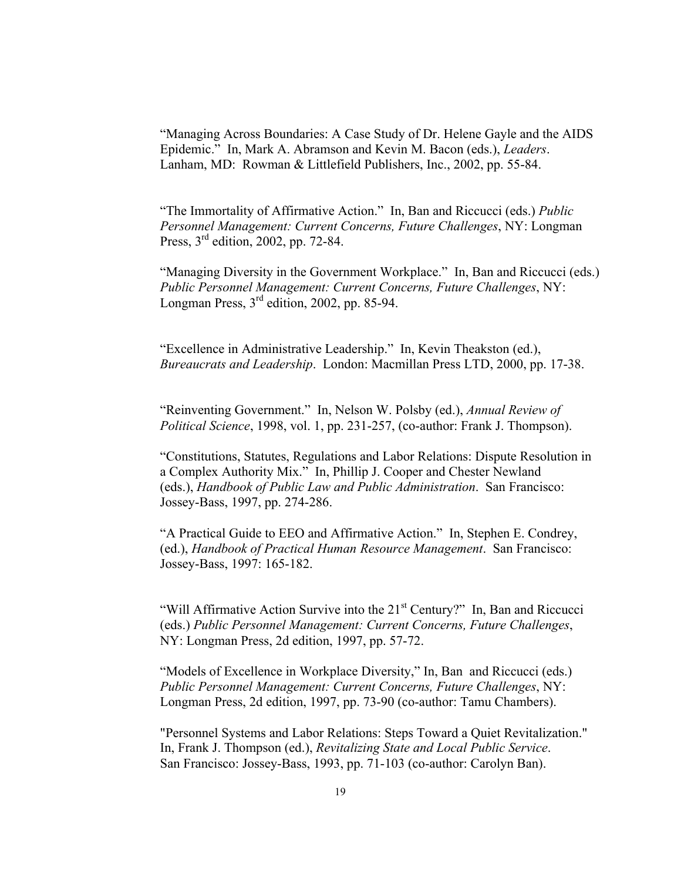"Managing Across Boundaries: A Case Study of Dr. Helene Gayle and the AIDS Epidemic." In, Mark A. Abramson and Kevin M. Bacon (eds.), *Leaders*. Lanham, MD: Rowman & Littlefield Publishers, Inc., 2002, pp. 55-84.

"The Immortality of Affirmative Action." In, Ban and Riccucci (eds.) *Public Personnel Management: Current Concerns, Future Challenges*, NY: Longman Press, 3rd edition, 2002, pp. 72-84.

"Managing Diversity in the Government Workplace." In, Ban and Riccucci (eds.) *Public Personnel Management: Current Concerns, Future Challenges*, NY: Longman Press, 3rd edition, 2002, pp. 85-94.

"Excellence in Administrative Leadership." In, Kevin Theakston (ed.), *Bureaucrats and Leadership*. London: Macmillan Press LTD, 2000, pp. 17-38.

"Reinventing Government." In, Nelson W. Polsby (ed.), *Annual Review of Political Science*, 1998, vol. 1, pp. 231-257, (co-author: Frank J. Thompson).

"Constitutions, Statutes, Regulations and Labor Relations: Dispute Resolution in a Complex Authority Mix." In, Phillip J. Cooper and Chester Newland (eds.), *Handbook of Public Law and Public Administration*. San Francisco: Jossey-Bass, 1997, pp. 274-286.

"A Practical Guide to EEO and Affirmative Action." In, Stephen E. Condrey, (ed.), *Handbook of Practical Human Resource Management*. San Francisco: Jossey-Bass, 1997: 165-182.

"Will Affirmative Action Survive into the 21st Century?" In, Ban and Riccucci (eds.) *Public Personnel Management: Current Concerns, Future Challenges*, NY: Longman Press, 2d edition, 1997, pp. 57-72.

"Models of Excellence in Workplace Diversity," In, Ban and Riccucci (eds.) *Public Personnel Management: Current Concerns, Future Challenges*, NY: Longman Press, 2d edition, 1997, pp. 73-90 (co-author: Tamu Chambers).

"Personnel Systems and Labor Relations: Steps Toward a Quiet Revitalization." In, Frank J. Thompson (ed.), *Revitalizing State and Local Public Service*. San Francisco: Jossey-Bass, 1993, pp. 71-103 (co-author: Carolyn Ban).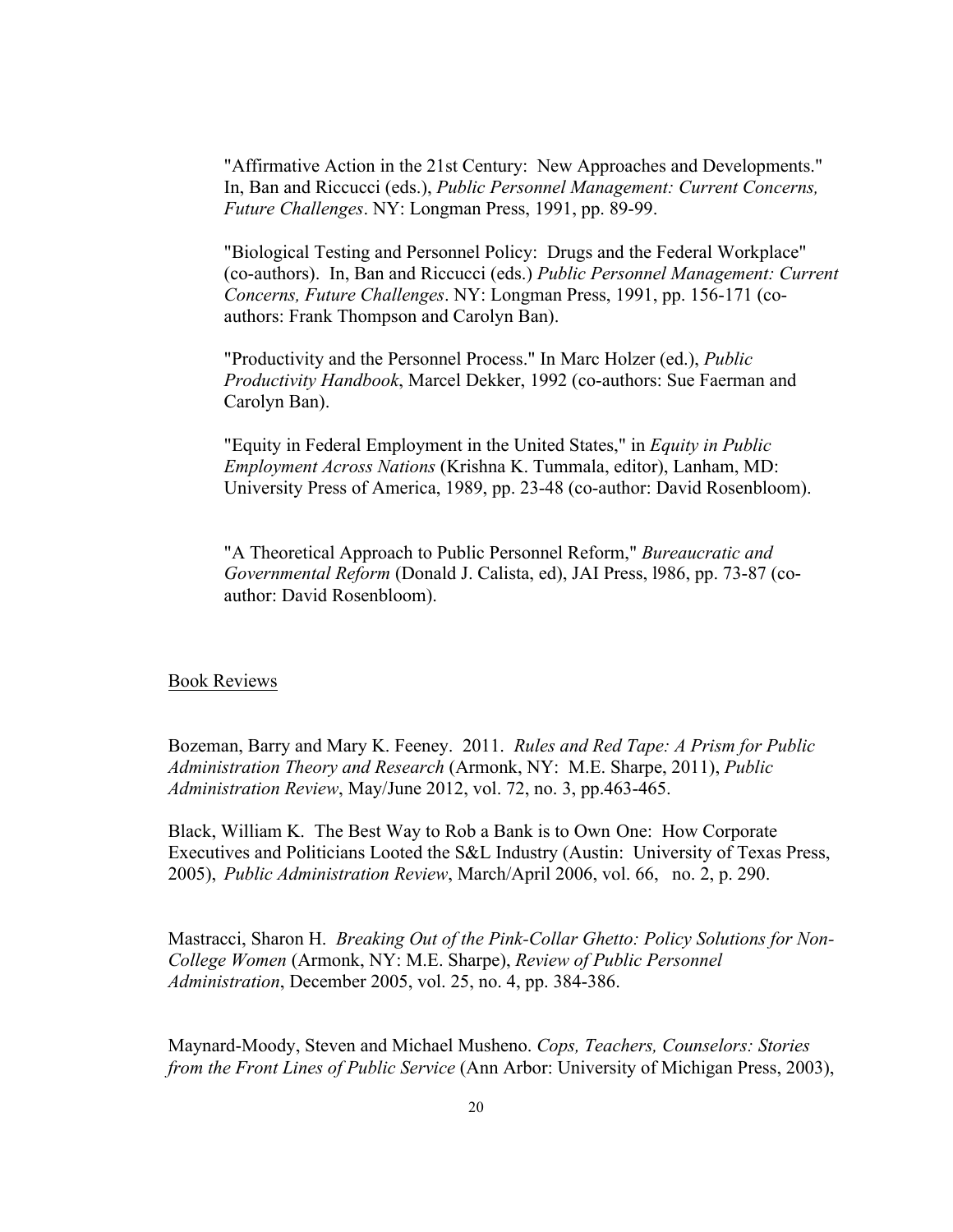"Affirmative Action in the 21st Century: New Approaches and Developments." In, Ban and Riccucci (eds.), *Public Personnel Management: Current Concerns, Future Challenges*. NY: Longman Press, 1991, pp. 89-99.

"Biological Testing and Personnel Policy: Drugs and the Federal Workplace" (co-authors). In, Ban and Riccucci (eds.) *Public Personnel Management: Current Concerns, Future Challenges*. NY: Longman Press, 1991, pp. 156-171 (co-authors: Frank Thompson and Carolyn Ban).

"Productivity and the Personnel Process." In Marc Holzer (ed.), *Public Productivity Handbook*, Marcel Dekker, 1992 (co-authors: Sue Faerman and Carolyn Ban).

"Equity in Federal Employment in the United States," in *Equity in Public Employment Across Nations* (Krishna K. Tummala, editor), Lanham, MD: University Press of America, 1989, pp. 23-48 (co-author: David Rosenbloom).

"A Theoretical Approach to Public Personnel Reform," *Bureaucratic and Governmental Reform* (Donald J. Calista, ed), JAI Press, l986, pp. 73-87 (co-author: David Rosenbloom).

<u>Book Reviews</u>

Bozeman, Barry and Mary K. Feeney. 2011. *Rules and Red Tape: A Prism for Public Administration Theory and Research* (Armonk, NY: M.E. Sharpe, 2011), *Public Administration Review*, May/June 2012, vol. 72, no. 3, pp.463-465.

Black, William K. The Best Way to Rob a Bank is to Own One: How Corporate Executives and Politicians Looted the S&L Industry (Austin: University of Texas Press, 2005), *Public Administration Review*, March/April 2006, vol. 66, no. 2, p. 290.

Mastracci, Sharon H. *Breaking Out of the Pink-Collar Ghetto: Policy Solutions for Non-College Women* (Armonk, NY: M.E. Sharpe), *Review of Public Personnel Administration*, December 2005, vol. 25, no. 4, pp. 384-386.

Maynard-Moody, Steven and Michael Musheno. *Cops, Teachers, Counselors: Stories from the Front Lines of Public Service* (Ann Arbor: University of Michigan Press, 2003),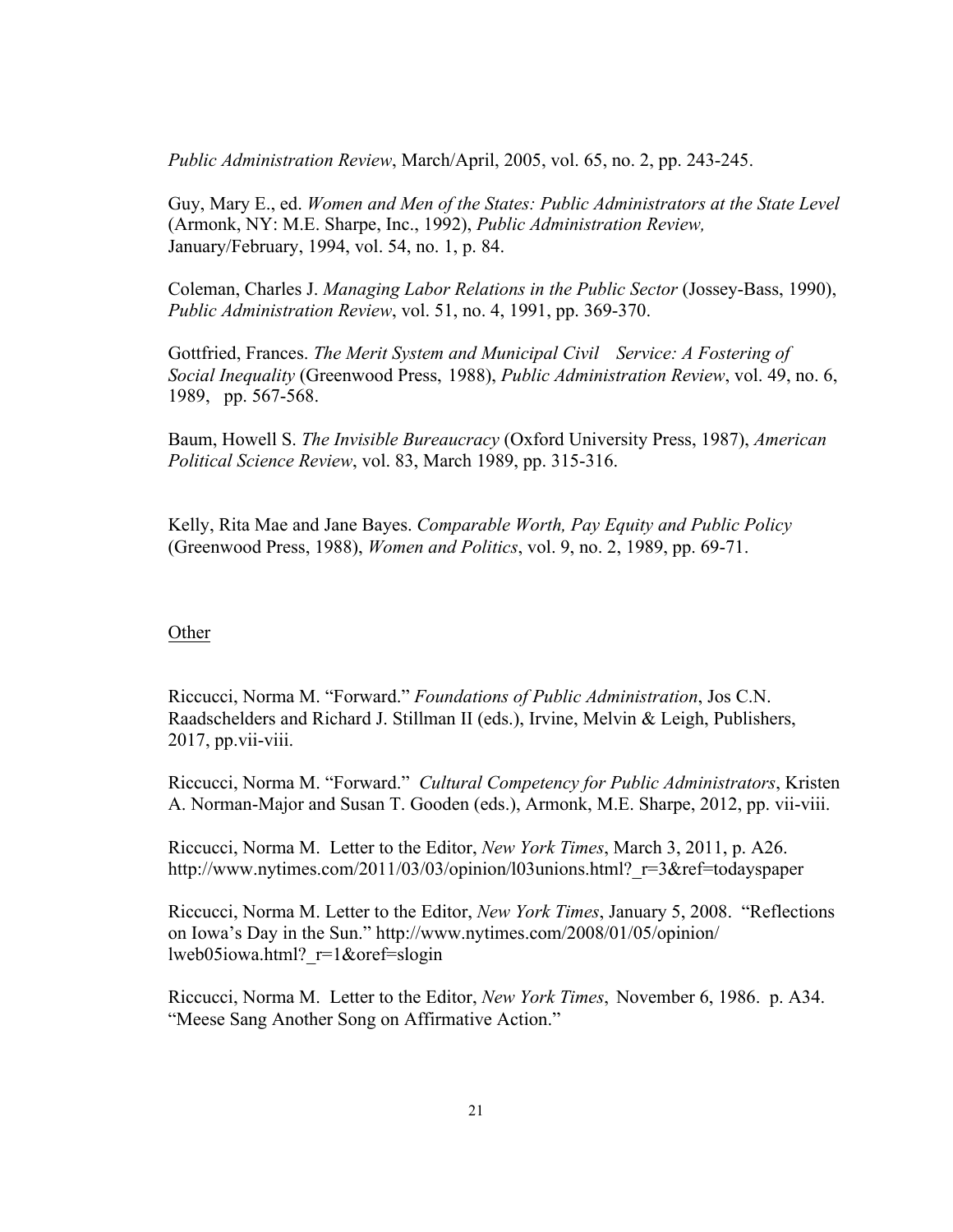*Public Administration Review*, March/April, 2005, vol. 65, no. 2, pp. 243-245.

Guy, Mary E., ed. *Women and Men of the States: Public Administrators at the State Level* (Armonk, NY: M.E. Sharpe, Inc., 1992), *Public Administration Review,* January/February, 1994, vol. 54, no. 1, p. 84.

Coleman, Charles J. *Managing Labor Relations in the Public Sector* (Jossey-Bass, 1990), *Public Administration Review*, vol. 51, no. 4, 1991, pp. 369-370.

Gottfried, Frances. *The Merit System and Municipal Civil Service: A Fostering of Social Inequality* (Greenwood Press, 1988), *Public Administration Review*, vol. 49, no. 6, 1989, pp. 567-568.

Baum, Howell S. *The Invisible Bureaucracy* (Oxford University Press, 1987), *American Political Science Review*, vol. 83, March 1989, pp. 315-316.

Kelly, Rita Mae and Jane Bayes. *Comparable Worth, Pay Equity and Public Policy* (Greenwood Press, 1988), *Women and Politics*, vol. 9, no. 2, 1989, pp. 69-71.

<u>Other</u>

Riccucci, Norma M. "Forward." *Foundations of Public Administration*, Jos C.N. Raadschelders and Richard J. Stillman II (eds.), Irvine, Melvin & Leigh, Publishers, 2017, pp.vii-viii.

Riccucci, Norma M. "Forward." *Cultural Competency for Public Administrators*, Kristen A. Norman-Major and Susan T. Gooden (eds.), Armonk, M.E. Sharpe, 2012, pp. vii-viii.

Riccucci, Norma M. Letter to the Editor, *New York Times*, March 3, 2011, p. A26. http://www.nytimes.com/2011/03/03/opinion/l03unions.html?_r=3&ref=todayspaper

Riccucci, Norma M. Letter to the Editor, *New York Times*, January 5, 2008. "Reflections on Iowa's Day in the Sun." http://www.nytimes.com/2008/01/05/opinion/lweb05iowa.html?_r=1&oref=slogin

Riccucci, Norma M. Letter to the Editor, *New York Times*, November 6, 1986. p. A34. "Meese Sang Another Song on Affirmative Action."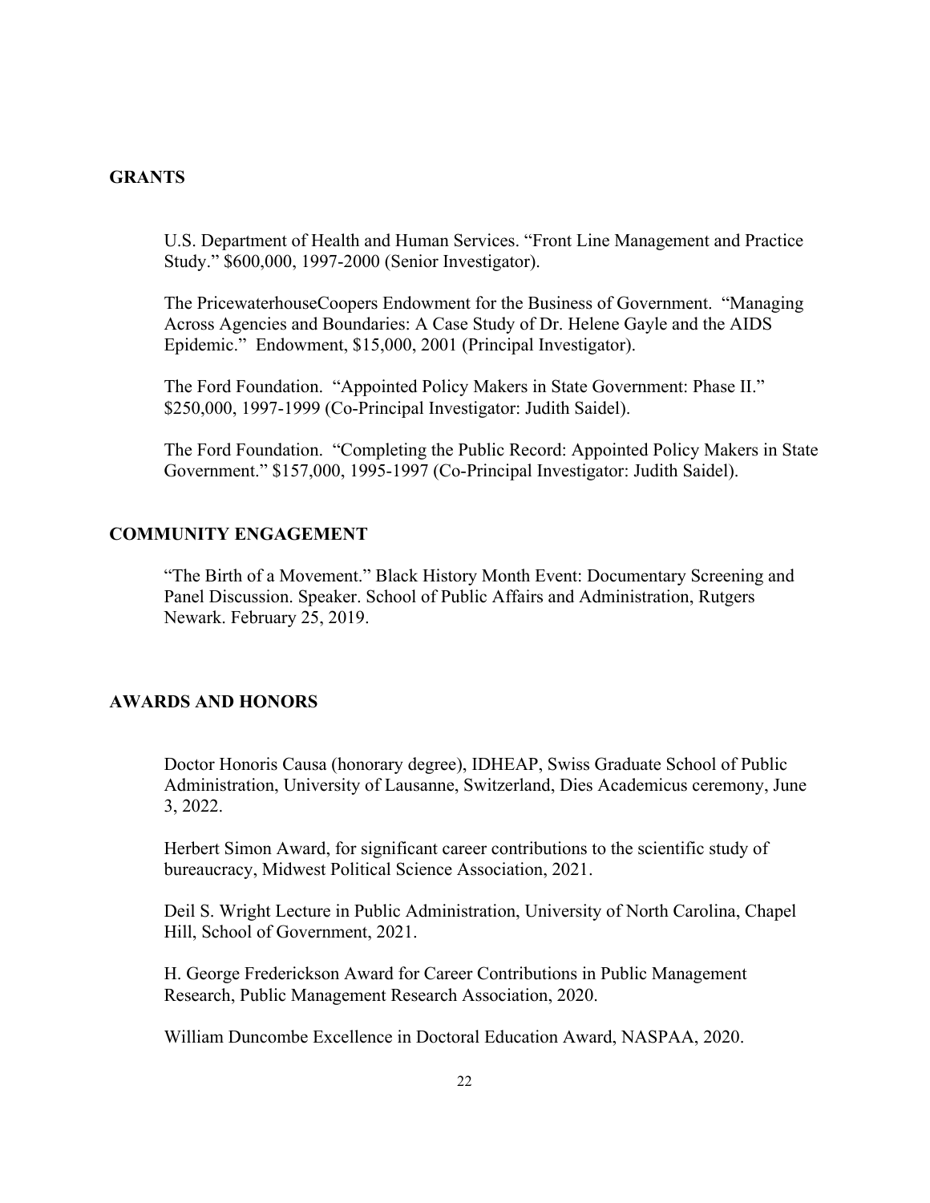## GRANTS

U.S. Department of Health and Human Services. "Front Line Management and Practice Study." $600,000, 1997-2000 (Senior Investigator).

The PricewaterhouseCoopers Endowment for the Business of Government. "Managing Across Agencies and Boundaries: A Case Study of Dr. Helene Gayle and the AIDS Epidemic." Endowment, $15,000, 2001 (Principal Investigator).

The Ford Foundation. "Appointed Policy Makers in State Government: Phase II." $250,000, 1997-1999 (Co-Principal Investigator: Judith Saidel).

The Ford Foundation. "Completing the Public Record: Appointed Policy Makers in State Government." $157,000, 1995-1997 (Co-Principal Investigator: Judith Saidel).

## COMMUNITY ENGAGEMENT

"The Birth of a Movement." Black History Month Event: Documentary Screening and Panel Discussion. Speaker. School of Public Affairs and Administration, Rutgers Newark. February 25, 2019.

## AWARDS AND HONORS

Doctor Honoris Causa (honorary degree), IDHEAP, Swiss Graduate School of Public Administration, University of Lausanne, Switzerland, Dies Academicus ceremony, June 3, 2022.

Herbert Simon Award, for significant career contributions to the scientific study of bureaucracy, Midwest Political Science Association, 2021.

Deil S. Wright Lecture in Public Administration, University of North Carolina, Chapel Hill, School of Government, 2021.

H. George Frederickson Award for Career Contributions in Public Management Research, Public Management Research Association, 2020.

William Duncombe Excellence in Doctoral Education Award, NASPAA, 2020.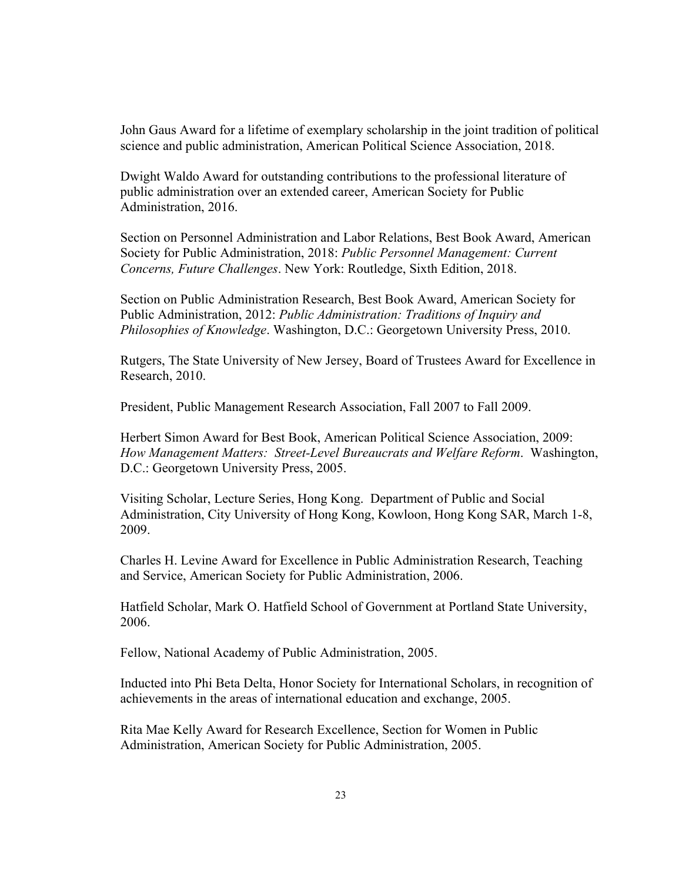John Gaus Award for a lifetime of exemplary scholarship in the joint tradition of political science and public administration, American Political Science Association, 2018.

Dwight Waldo Award for outstanding contributions to the professional literature of public administration over an extended career, American Society for Public Administration, 2016.

Section on Personnel Administration and Labor Relations, Best Book Award, American Society for Public Administration, 2018: *Public Personnel Management: Current Concerns, Future Challenges*. New York: Routledge, Sixth Edition, 2018.

Section on Public Administration Research, Best Book Award, American Society for Public Administration, 2012: *Public Administration: Traditions of Inquiry and Philosophies of Knowledge*. Washington, D.C.: Georgetown University Press, 2010.

Rutgers, The State University of New Jersey, Board of Trustees Award for Excellence in Research, 2010.

President, Public Management Research Association, Fall 2007 to Fall 2009.

Herbert Simon Award for Best Book, American Political Science Association, 2009: *How Management Matters: Street-Level Bureaucrats and Welfare Reform*. Washington, D.C.: Georgetown University Press, 2005.

Visiting Scholar, Lecture Series, Hong Kong. Department of Public and Social Administration, City University of Hong Kong, Kowloon, Hong Kong SAR, March 1-8, 2009.

Charles H. Levine Award for Excellence in Public Administration Research, Teaching and Service, American Society for Public Administration, 2006.

Hatfield Scholar, Mark O. Hatfield School of Government at Portland State University, 2006.

Fellow, National Academy of Public Administration, 2005.

Inducted into Phi Beta Delta, Honor Society for International Scholars, in recognition of achievements in the areas of international education and exchange, 2005.

Rita Mae Kelly Award for Research Excellence, Section for Women in Public Administration, American Society for Public Administration, 2005.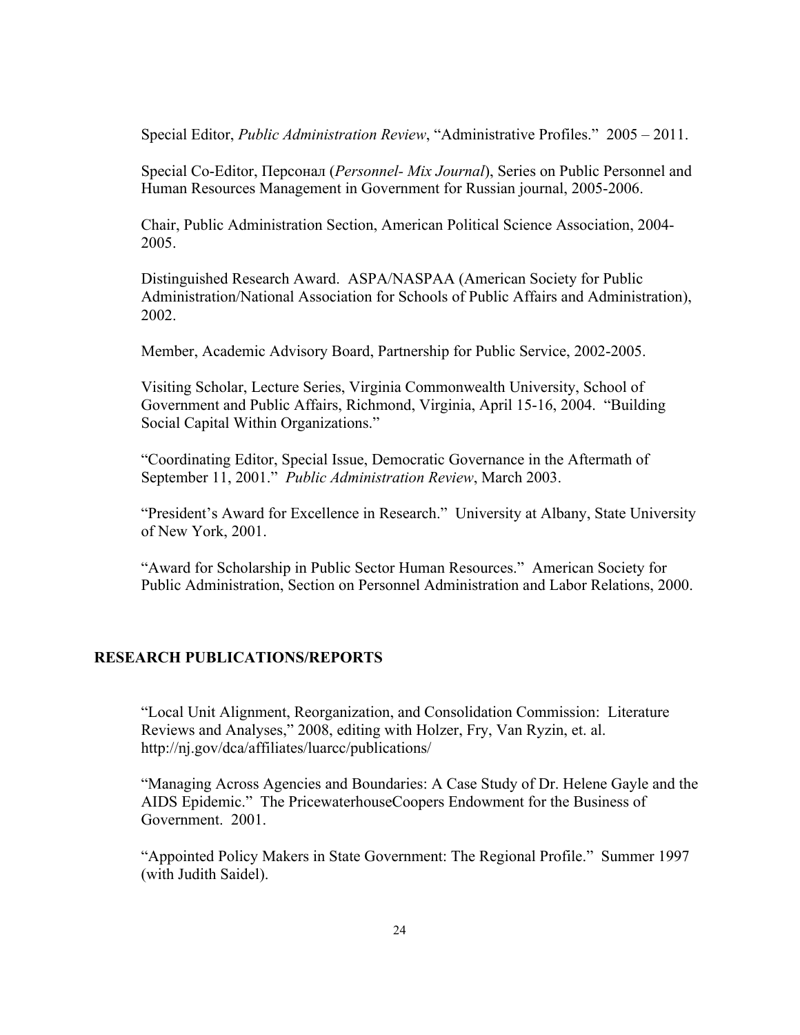Special Editor, *Public Administration Review*, "Administrative Profiles." 2005 – 2011.

Special Co-Editor, Персонал (*Personnel- Mix Journal*), Series on Public Personnel and Human Resources Management in Government for Russian journal, 2005-2006.

Chair, Public Administration Section, American Political Science Association, 2004-2005.

Distinguished Research Award. ASPA/NASPAA (American Society for Public Administration/National Association for Schools of Public Affairs and Administration), 2002.

Member, Academic Advisory Board, Partnership for Public Service, 2002-2005.

Visiting Scholar, Lecture Series, Virginia Commonwealth University, School of Government and Public Affairs, Richmond, Virginia, April 15-16, 2004. "Building Social Capital Within Organizations."

"Coordinating Editor, Special Issue, Democratic Governance in the Aftermath of September 11, 2001." *Public Administration Review*, March 2003.

"President's Award for Excellence in Research." University at Albany, State University of New York, 2001.

"Award for Scholarship in Public Sector Human Resources." American Society for Public Administration, Section on Personnel Administration and Labor Relations, 2000.

## RESEARCH PUBLICATIONS/REPORTS

"Local Unit Alignment, Reorganization, and Consolidation Commission: Literature Reviews and Analyses," 2008, editing with Holzer, Fry, Van Ryzin, et. al. http://nj.gov/dca/affiliates/luarcc/publications/

"Managing Across Agencies and Boundaries: A Case Study of Dr. Helene Gayle and the AIDS Epidemic." The PricewaterhouseCoopers Endowment for the Business of Government. 2001.

"Appointed Policy Makers in State Government: The Regional Profile." Summer 1997 (with Judith Saidel).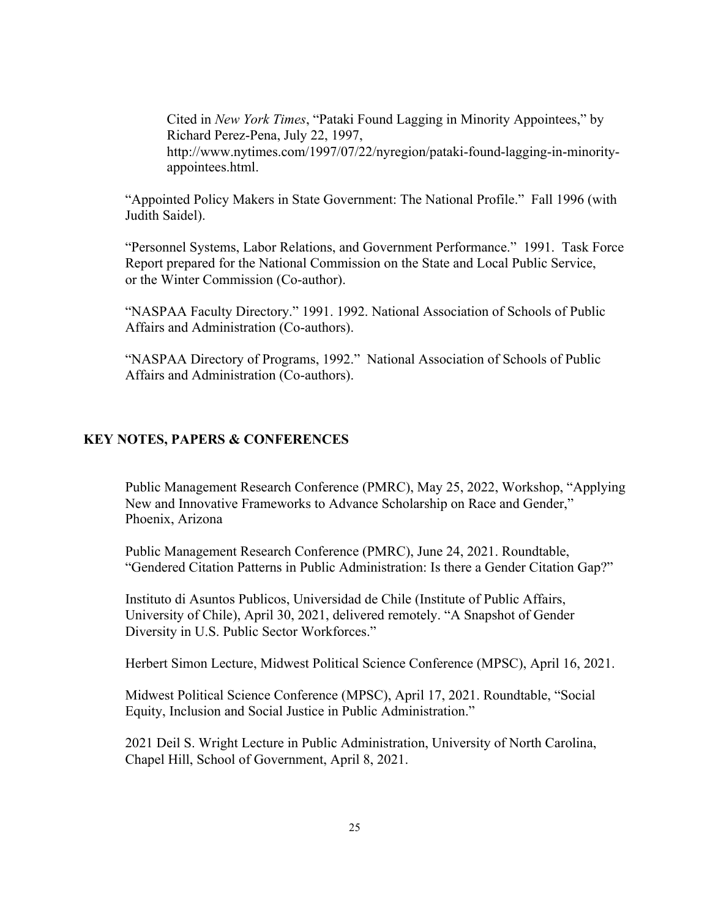Cited in *New York Times*, "Pataki Found Lagging in Minority Appointees," by Richard Perez-Pena, July 22, 1997, http://www.nytimes.com/1997/07/22/nyregion/pataki-found-lagging-in-minority-appointees.html.

"Appointed Policy Makers in State Government: The National Profile." Fall 1996 (with Judith Saidel).

"Personnel Systems, Labor Relations, and Government Performance." 1991. Task Force Report prepared for the National Commission on the State and Local Public Service, or the Winter Commission (Co-author).

"NASPAA Faculty Directory." 1991. 1992. National Association of Schools of Public Affairs and Administration (Co-authors).

"NASPAA Directory of Programs, 1992." National Association of Schools of Public Affairs and Administration (Co-authors).

## KEY NOTES, PAPERS & CONFERENCES

Public Management Research Conference (PMRC), May 25, 2022, Workshop, "Applying New and Innovative Frameworks to Advance Scholarship on Race and Gender," Phoenix, Arizona

Public Management Research Conference (PMRC), June 24, 2021. Roundtable, "Gendered Citation Patterns in Public Administration: Is there a Gender Citation Gap?"

Instituto di Asuntos Publicos, Universidad de Chile (Institute of Public Affairs, University of Chile), April 30, 2021, delivered remotely. "A Snapshot of Gender Diversity in U.S. Public Sector Workforces."

Herbert Simon Lecture, Midwest Political Science Conference (MPSC), April 16, 2021.

Midwest Political Science Conference (MPSC), April 17, 2021. Roundtable, "Social Equity, Inclusion and Social Justice in Public Administration."

2021 Deil S. Wright Lecture in Public Administration, University of North Carolina, Chapel Hill, School of Government, April 8, 2021.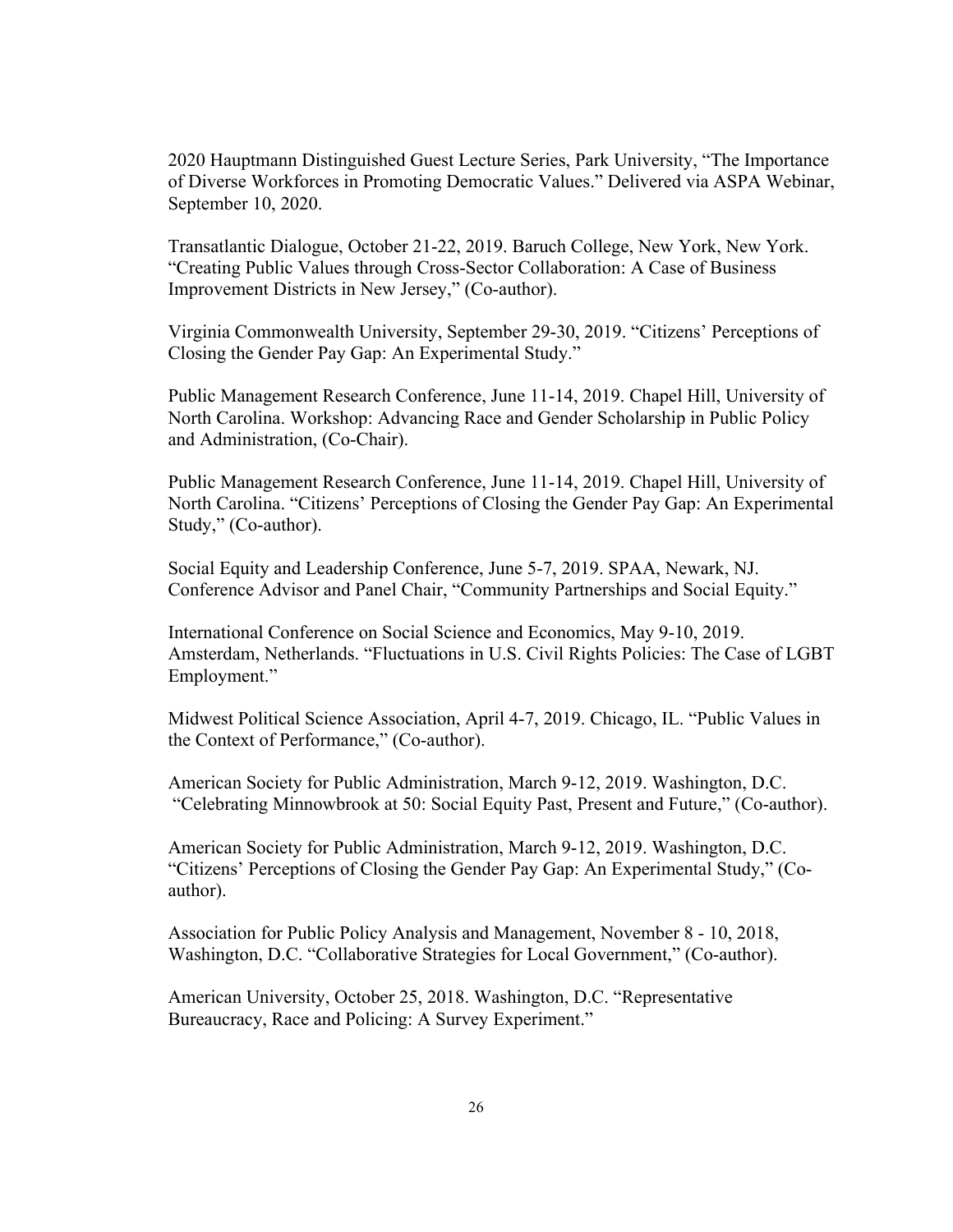2020 Hauptmann Distinguished Guest Lecture Series, Park University, "The Importance of Diverse Workforces in Promoting Democratic Values." Delivered via ASPA Webinar, September 10, 2020.

Transatlantic Dialogue, October 21-22, 2019. Baruch College, New York, New York. "Creating Public Values through Cross-Sector Collaboration: A Case of Business Improvement Districts in New Jersey," (Co-author).

Virginia Commonwealth University, September 29-30, 2019. "Citizens' Perceptions of Closing the Gender Pay Gap: An Experimental Study."

Public Management Research Conference, June 11-14, 2019. Chapel Hill, University of North Carolina. Workshop: Advancing Race and Gender Scholarship in Public Policy and Administration, (Co-Chair).

Public Management Research Conference, June 11-14, 2019. Chapel Hill, University of North Carolina. "Citizens' Perceptions of Closing the Gender Pay Gap: An Experimental Study," (Co-author).

Social Equity and Leadership Conference, June 5-7, 2019. SPAA, Newark, NJ. Conference Advisor and Panel Chair, "Community Partnerships and Social Equity."

International Conference on Social Science and Economics, May 9-10, 2019. Amsterdam, Netherlands. "Fluctuations in U.S. Civil Rights Policies: The Case of LGBT Employment."

Midwest Political Science Association, April 4-7, 2019. Chicago, IL. "Public Values in the Context of Performance," (Co-author).

American Society for Public Administration, March 9-12, 2019. Washington, D.C. "Celebrating Minnowbrook at 50: Social Equity Past, Present and Future," (Co-author).

American Society for Public Administration, March 9-12, 2019. Washington, D.C. "Citizens' Perceptions of Closing the Gender Pay Gap: An Experimental Study," (Co-author).

Association for Public Policy Analysis and Management, November 8 - 10, 2018, Washington, D.C. "Collaborative Strategies for Local Government," (Co-author).

American University, October 25, 2018. Washington, D.C. "Representative Bureaucracy, Race and Policing: A Survey Experiment."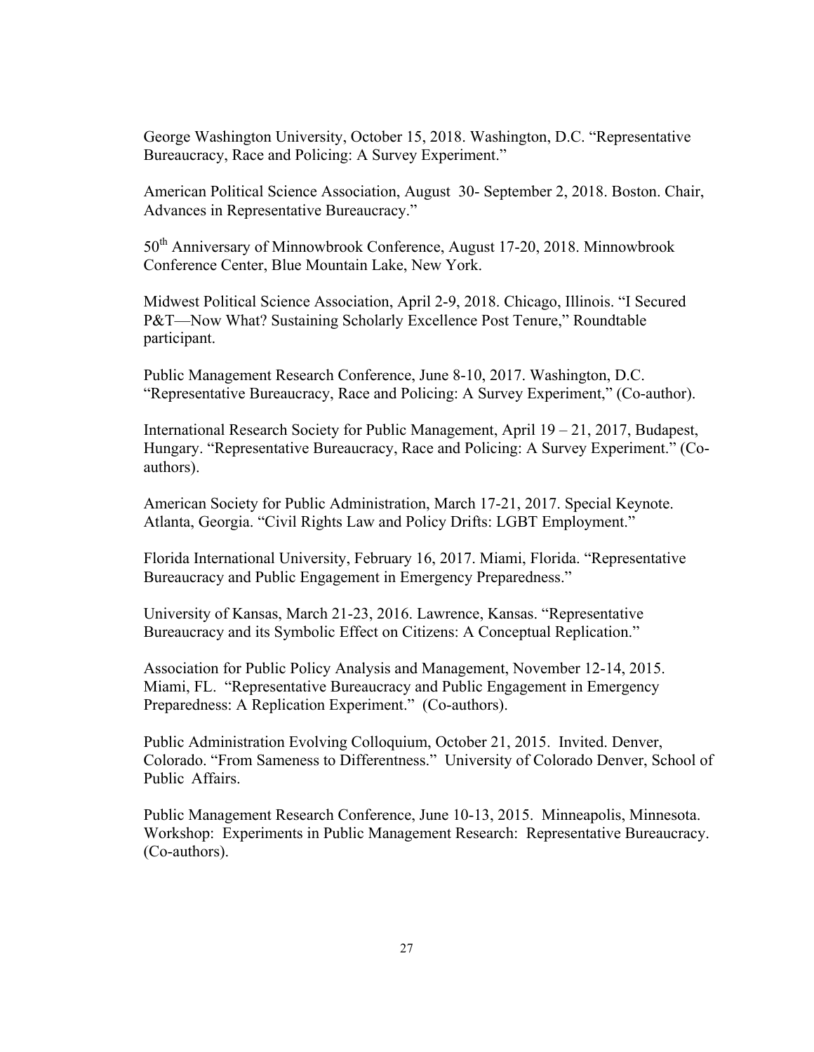George Washington University, October 15, 2018. Washington, D.C. "Representative Bureaucracy, Race and Policing: A Survey Experiment."

American Political Science Association, August 30- September 2, 2018. Boston. Chair, Advances in Representative Bureaucracy."

50th Anniversary of Minnowbrook Conference, August 17-20, 2018. Minnowbrook Conference Center, Blue Mountain Lake, New York.

Midwest Political Science Association, April 2-9, 2018. Chicago, Illinois. "I Secured P&T—Now What? Sustaining Scholarly Excellence Post Tenure," Roundtable participant.

Public Management Research Conference, June 8-10, 2017. Washington, D.C. "Representative Bureaucracy, Race and Policing: A Survey Experiment," (Co-author).

International Research Society for Public Management, April 19 – 21, 2017, Budapest, Hungary. "Representative Bureaucracy, Race and Policing: A Survey Experiment." (Co-authors).

American Society for Public Administration, March 17-21, 2017. Special Keynote. Atlanta, Georgia. "Civil Rights Law and Policy Drifts: LGBT Employment."

Florida International University, February 16, 2017. Miami, Florida. "Representative Bureaucracy and Public Engagement in Emergency Preparedness."

University of Kansas, March 21-23, 2016. Lawrence, Kansas. "Representative Bureaucracy and its Symbolic Effect on Citizens: A Conceptual Replication."

Association for Public Policy Analysis and Management, November 12-14, 2015. Miami, FL. "Representative Bureaucracy and Public Engagement in Emergency Preparedness: A Replication Experiment." (Co-authors).

Public Administration Evolving Colloquium, October 21, 2015. Invited. Denver, Colorado. "From Sameness to Differentness." University of Colorado Denver, School of Public Affairs.

Public Management Research Conference, June 10-13, 2015. Minneapolis, Minnesota. Workshop: Experiments in Public Management Research: Representative Bureaucracy. (Co-authors).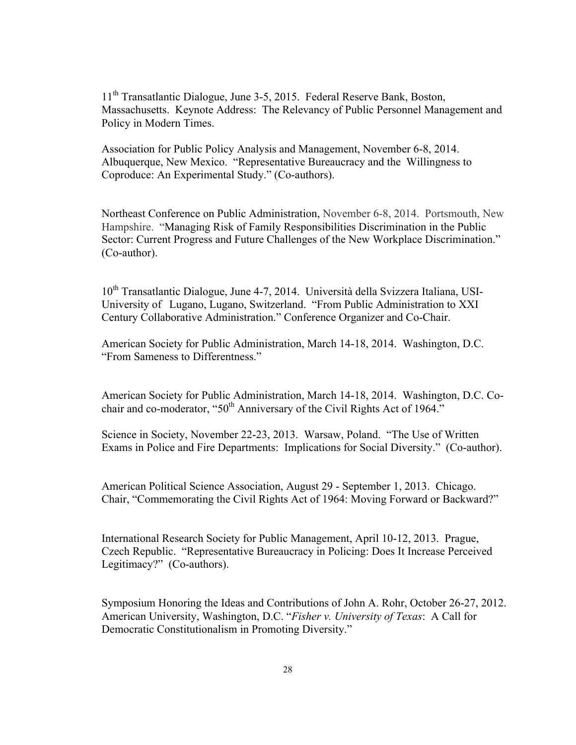11th Transatlantic Dialogue, June 3-5, 2015. Federal Reserve Bank, Boston, Massachusetts. Keynote Address: The Relevancy of Public Personnel Management and Policy in Modern Times.

Association for Public Policy Analysis and Management, November 6-8, 2014. Albuquerque, New Mexico. "Representative Bureaucracy and the Willingness to Coproduce: An Experimental Study." (Co-authors).

Northeast Conference on Public Administration, November 6-8, 2014. Portsmouth, New Hampshire. "Managing Risk of Family Responsibilities Discrimination in the Public Sector: Current Progress and Future Challenges of the New Workplace Discrimination." (Co-author).

10th Transatlantic Dialogue, June 4-7, 2014. Università della Svizzera Italiana, USI-University of Lugano, Lugano, Switzerland. "From Public Administration to XXI Century Collaborative Administration." Conference Organizer and Co-Chair.

American Society for Public Administration, March 14-18, 2014. Washington, D.C. "From Sameness to Differentness."

American Society for Public Administration, March 14-18, 2014. Washington, D.C. Co-chair and co-moderator, "50th Anniversary of the Civil Rights Act of 1964."

Science in Society, November 22-23, 2013. Warsaw, Poland. "The Use of Written Exams in Police and Fire Departments: Implications for Social Diversity." (Co-author).

American Political Science Association, August 29 - September 1, 2013. Chicago. Chair, "Commemorating the Civil Rights Act of 1964: Moving Forward or Backward?"

International Research Society for Public Management, April 10-12, 2013. Prague, Czech Republic. "Representative Bureaucracy in Policing: Does It Increase Perceived Legitimacy?" (Co-authors).

Symposium Honoring the Ideas and Contributions of John A. Rohr, October 26-27, 2012. American University, Washington, D.C. "*Fisher v. University of Texas*: A Call for Democratic Constitutionalism in Promoting Diversity."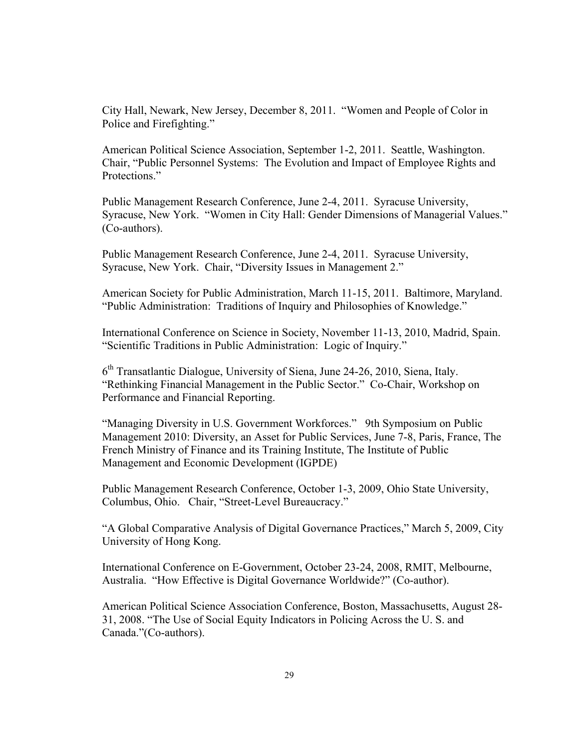City Hall, Newark, New Jersey, December 8, 2011. "Women and People of Color in Police and Firefighting."

American Political Science Association, September 1-2, 2011. Seattle, Washington. Chair, "Public Personnel Systems: The Evolution and Impact of Employee Rights and Protections."

Public Management Research Conference, June 2-4, 2011. Syracuse University, Syracuse, New York. "Women in City Hall: Gender Dimensions of Managerial Values." (Co-authors).

Public Management Research Conference, June 2-4, 2011. Syracuse University, Syracuse, New York. Chair, "Diversity Issues in Management 2."

American Society for Public Administration, March 11-15, 2011. Baltimore, Maryland. "Public Administration: Traditions of Inquiry and Philosophies of Knowledge."

International Conference on Science in Society, November 11-13, 2010, Madrid, Spain. "Scientific Traditions in Public Administration: Logic of Inquiry."

6th Transatlantic Dialogue, University of Siena, June 24-26, 2010, Siena, Italy. "Rethinking Financial Management in the Public Sector." Co-Chair, Workshop on Performance and Financial Reporting.

"Managing Diversity in U.S. Government Workforces." 9th Symposium on Public Management 2010: Diversity, an Asset for Public Services, June 7-8, Paris, France, The French Ministry of Finance and its Training Institute, The Institute of Public Management and Economic Development (IGPDE)

Public Management Research Conference, October 1-3, 2009, Ohio State University, Columbus, Ohio. Chair, "Street-Level Bureaucracy."

"A Global Comparative Analysis of Digital Governance Practices," March 5, 2009, City University of Hong Kong.

International Conference on E-Government, October 23-24, 2008, RMIT, Melbourne, Australia. "How Effective is Digital Governance Worldwide?" (Co-author).

American Political Science Association Conference, Boston, Massachusetts, August 28-31, 2008. "The Use of Social Equity Indicators in Policing Across the U. S. and Canada."(Co-authors).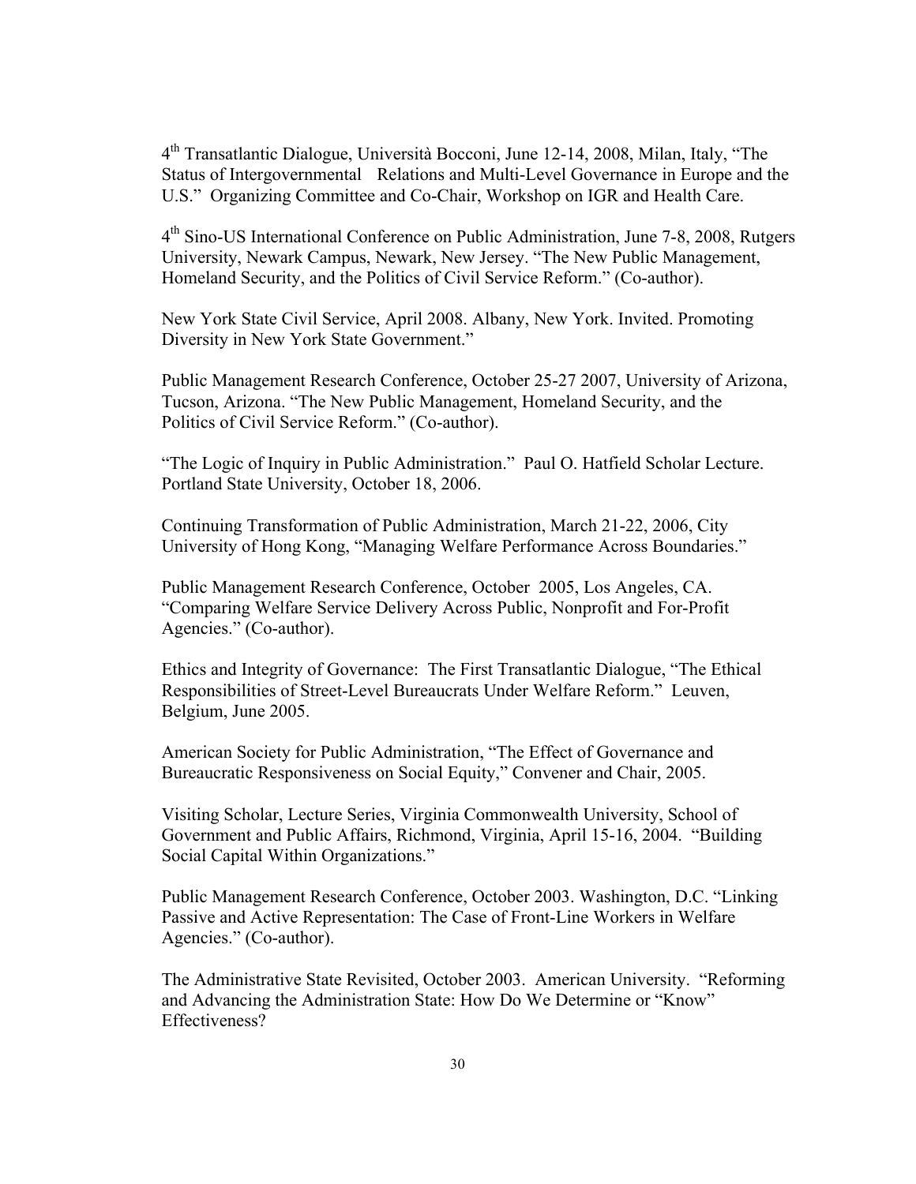4th Transatlantic Dialogue, Università Bocconi, June 12-14, 2008, Milan, Italy, "The Status of Intergovernmental Relations and Multi-Level Governance in Europe and the U.S." Organizing Committee and Co-Chair, Workshop on IGR and Health Care.

4th Sino-US International Conference on Public Administration, June 7-8, 2008, Rutgers University, Newark Campus, Newark, New Jersey. "The New Public Management, Homeland Security, and the Politics of Civil Service Reform." (Co-author).

New York State Civil Service, April 2008. Albany, New York. Invited. Promoting Diversity in New York State Government."

Public Management Research Conference, October 25-27 2007, University of Arizona, Tucson, Arizona. "The New Public Management, Homeland Security, and the Politics of Civil Service Reform." (Co-author).

"The Logic of Inquiry in Public Administration." Paul O. Hatfield Scholar Lecture. Portland State University, October 18, 2006.

Continuing Transformation of Public Administration, March 21-22, 2006, City University of Hong Kong, "Managing Welfare Performance Across Boundaries."

Public Management Research Conference, October 2005, Los Angeles, CA. "Comparing Welfare Service Delivery Across Public, Nonprofit and For-Profit Agencies." (Co-author).

Ethics and Integrity of Governance: The First Transatlantic Dialogue, "The Ethical Responsibilities of Street-Level Bureaucrats Under Welfare Reform." Leuven, Belgium, June 2005.

American Society for Public Administration, "The Effect of Governance and Bureaucratic Responsiveness on Social Equity," Convener and Chair, 2005.

Visiting Scholar, Lecture Series, Virginia Commonwealth University, School of Government and Public Affairs, Richmond, Virginia, April 15-16, 2004. "Building Social Capital Within Organizations."

Public Management Research Conference, October 2003. Washington, D.C. "Linking Passive and Active Representation: The Case of Front-Line Workers in Welfare Agencies." (Co-author).

The Administrative State Revisited, October 2003. American University. "Reforming and Advancing the Administration State: How Do We Determine or "Know" Effectiveness?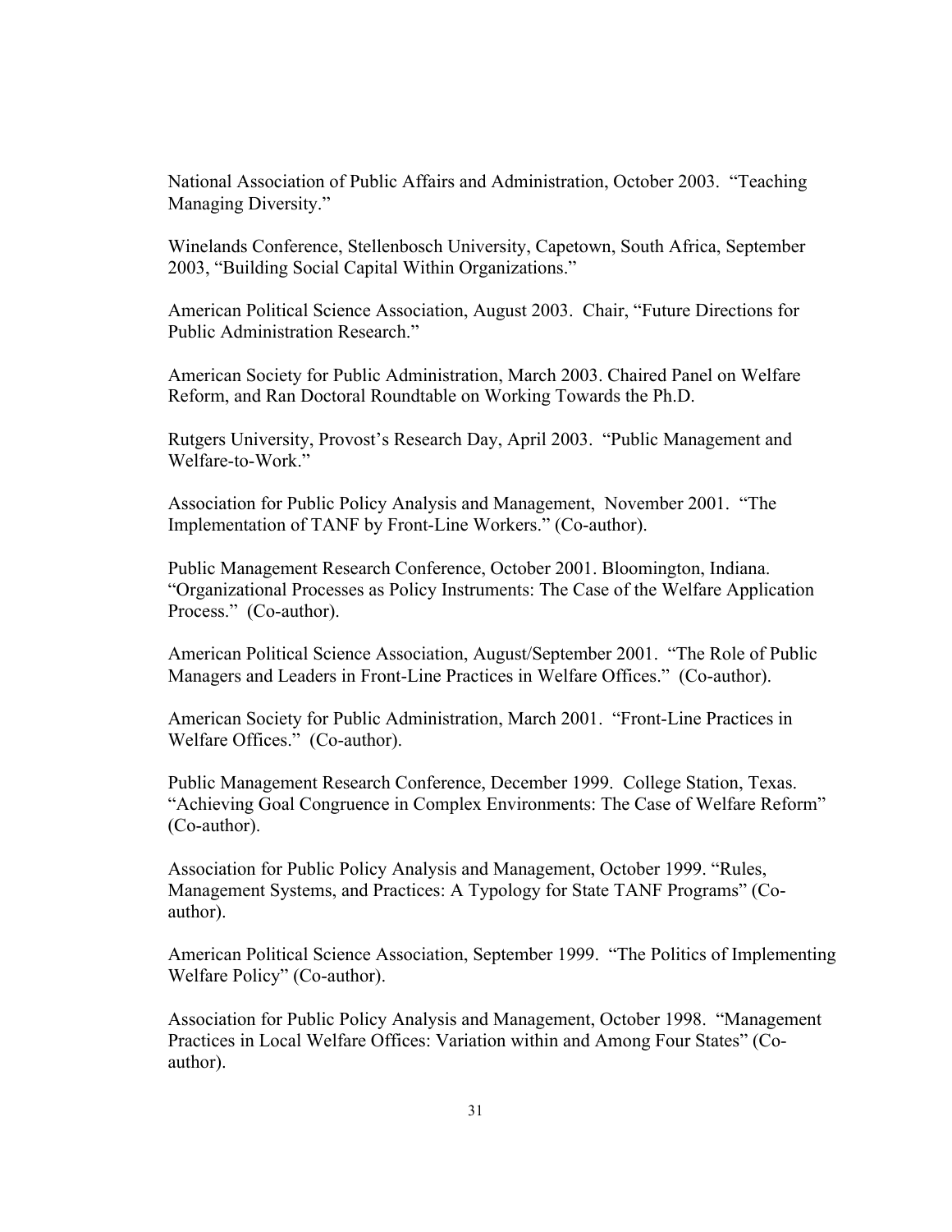National Association of Public Affairs and Administration, October 2003. "Teaching Managing Diversity."

Winelands Conference, Stellenbosch University, Capetown, South Africa, September 2003, "Building Social Capital Within Organizations."

American Political Science Association, August 2003. Chair, "Future Directions for Public Administration Research."

American Society for Public Administration, March 2003. Chaired Panel on Welfare Reform, and Ran Doctoral Roundtable on Working Towards the Ph.D.

Rutgers University, Provost's Research Day, April 2003. "Public Management and Welfare-to-Work."

Association for Public Policy Analysis and Management, November 2001. "The Implementation of TANF by Front-Line Workers." (Co-author).

Public Management Research Conference, October 2001. Bloomington, Indiana. "Organizational Processes as Policy Instruments: The Case of the Welfare Application Process." (Co-author).

American Political Science Association, August/September 2001. "The Role of Public Managers and Leaders in Front-Line Practices in Welfare Offices." (Co-author).

American Society for Public Administration, March 2001. "Front-Line Practices in Welfare Offices." (Co-author).

Public Management Research Conference, December 1999. College Station, Texas. "Achieving Goal Congruence in Complex Environments: The Case of Welfare Reform" (Co-author).

Association for Public Policy Analysis and Management, October 1999. "Rules, Management Systems, and Practices: A Typology for State TANF Programs" (Co-author).

American Political Science Association, September 1999. "The Politics of Implementing Welfare Policy" (Co-author).

Association for Public Policy Analysis and Management, October 1998. "Management Practices in Local Welfare Offices: Variation within and Among Four States" (Co-author).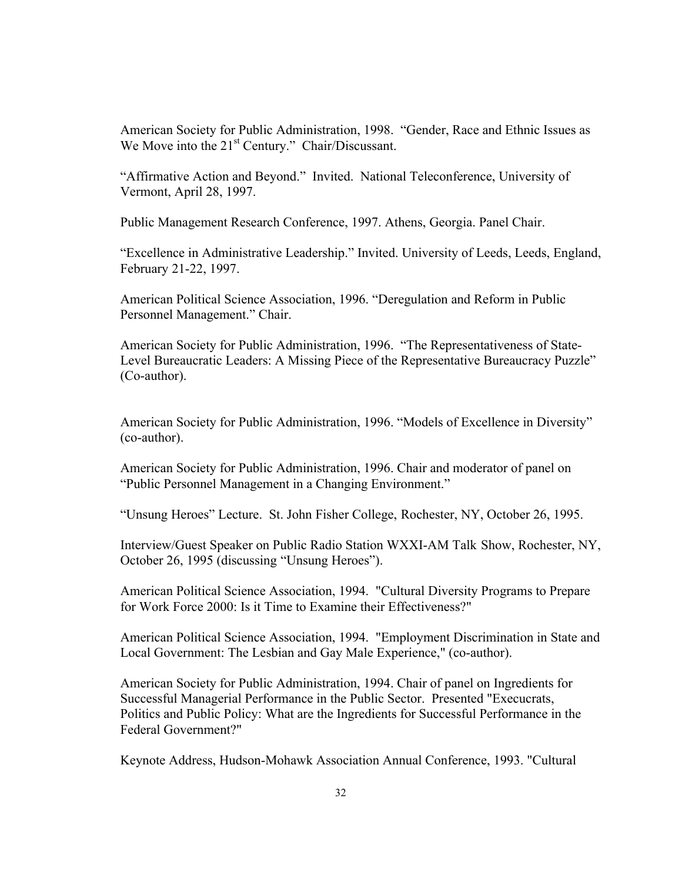American Society for Public Administration, 1998. “Gender, Race and Ethnic Issues as We Move into the 21st Century.” Chair/Discussant.

“Affirmative Action and Beyond.” Invited. National Teleconference, University of Vermont, April 28, 1997.

Public Management Research Conference, 1997. Athens, Georgia. Panel Chair.

“Excellence in Administrative Leadership.” Invited. University of Leeds, Leeds, England, February 21-22, 1997.

American Political Science Association, 1996. “Deregulation and Reform in Public Personnel Management.” Chair.

American Society for Public Administration, 1996. “The Representativeness of State-Level Bureaucratic Leaders: A Missing Piece of the Representative Bureaucracy Puzzle” (Co-author).

American Society for Public Administration, 1996. “Models of Excellence in Diversity” (co-author).

American Society for Public Administration, 1996. Chair and moderator of panel on “Public Personnel Management in a Changing Environment.”

“Unsung Heroes” Lecture. St. John Fisher College, Rochester, NY, October 26, 1995.

Interview/Guest Speaker on Public Radio Station WXXI-AM Talk Show, Rochester, NY, October 26, 1995 (discussing “Unsung Heroes”).

American Political Science Association, 1994. "Cultural Diversity Programs to Prepare for Work Force 2000: Is it Time to Examine their Effectiveness?"

American Political Science Association, 1994. "Employment Discrimination in State and Local Government: The Lesbian and Gay Male Experience," (co-author).

American Society for Public Administration, 1994. Chair of panel on Ingredients for Successful Managerial Performance in the Public Sector. Presented "Execucrats, Politics and Public Policy: What are the Ingredients for Successful Performance in the Federal Government?"

Keynote Address, Hudson-Mohawk Association Annual Conference, 1993. "Cultural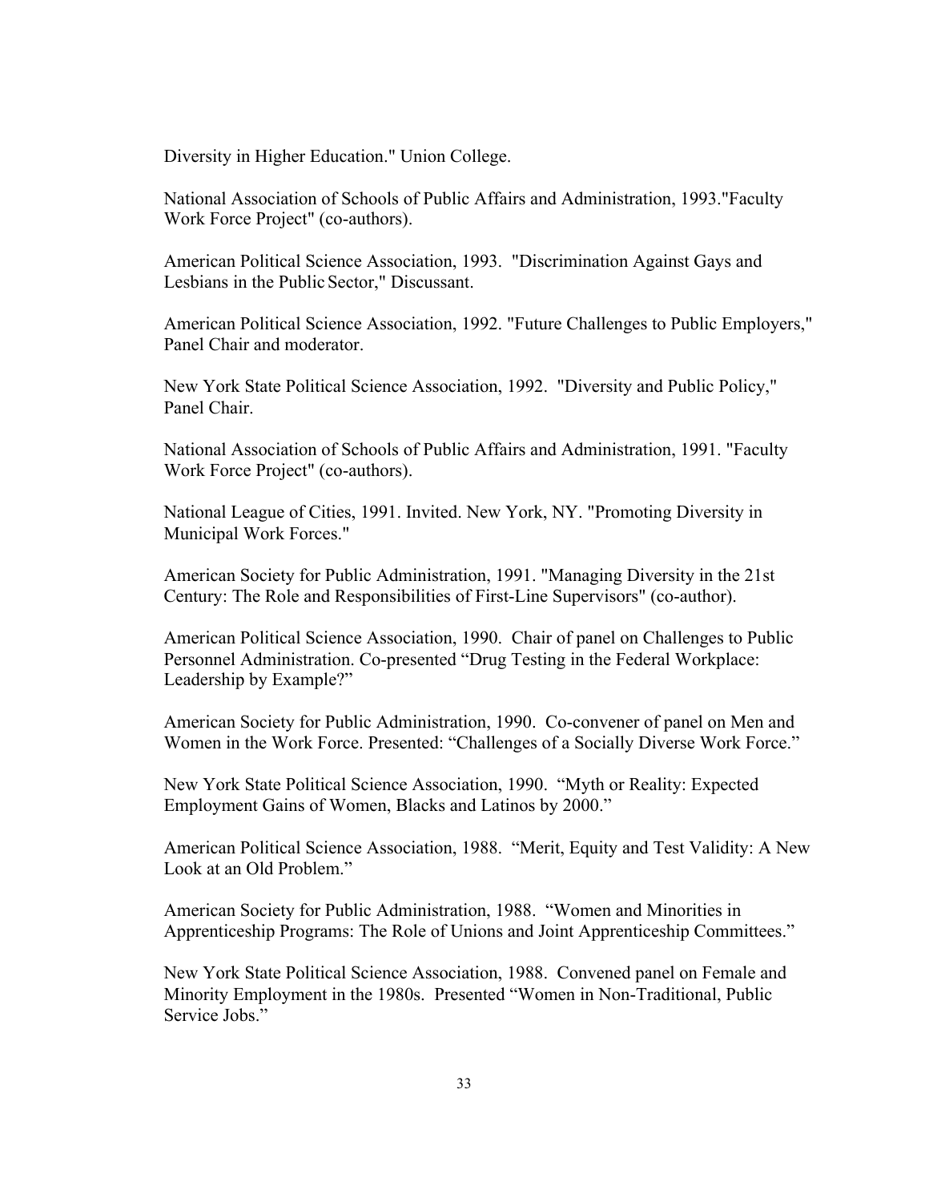Diversity in Higher Education." Union College.

National Association of Schools of Public Affairs and Administration, 1993."Faculty Work Force Project" (co-authors).

American Political Science Association, 1993. "Discrimination Against Gays and Lesbians in the Public Sector," Discussant.

American Political Science Association, 1992. "Future Challenges to Public Employers," Panel Chair and moderator.

New York State Political Science Association, 1992. "Diversity and Public Policy," Panel Chair.

National Association of Schools of Public Affairs and Administration, 1991. "Faculty Work Force Project" (co-authors).

National League of Cities, 1991. Invited. New York, NY. "Promoting Diversity in Municipal Work Forces."

American Society for Public Administration, 1991. "Managing Diversity in the 21st Century: The Role and Responsibilities of First-Line Supervisors" (co-author).

American Political Science Association, 1990. Chair of panel on Challenges to Public Personnel Administration. Co-presented "Drug Testing in the Federal Workplace: Leadership by Example?"

American Society for Public Administration, 1990. Co-convener of panel on Men and Women in the Work Force. Presented: "Challenges of a Socially Diverse Work Force."

New York State Political Science Association, 1990. "Myth or Reality: Expected Employment Gains of Women, Blacks and Latinos by 2000."

American Political Science Association, 1988. "Merit, Equity and Test Validity: A New Look at an Old Problem."

American Society for Public Administration, 1988. "Women and Minorities in Apprenticeship Programs: The Role of Unions and Joint Apprenticeship Committees."

New York State Political Science Association, 1988. Convened panel on Female and Minority Employment in the 1980s. Presented "Women in Non-Traditional, Public Service Jobs."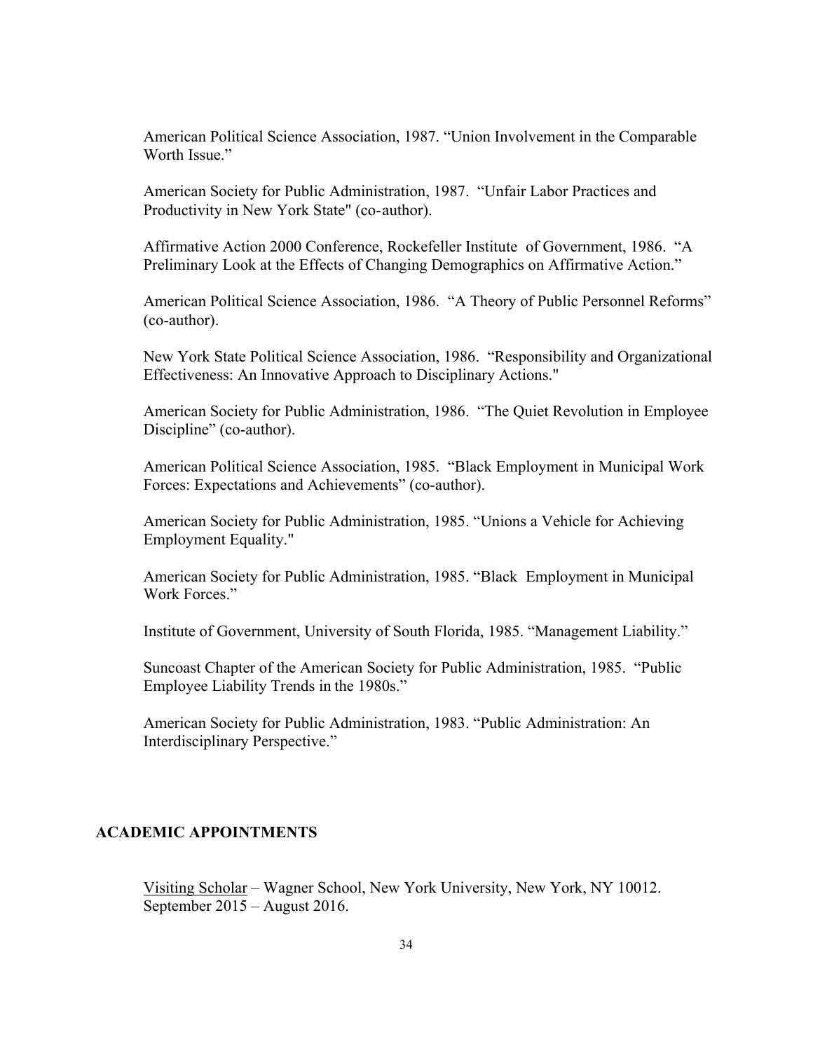American Political Science Association, 1987. "Union Involvement in the Comparable Worth Issue."

American Society for Public Administration, 1987. "Unfair Labor Practices and Productivity in New York State" (co-author).

Affirmative Action 2000 Conference, Rockefeller Institute of Government, 1986. "A Preliminary Look at the Effects of Changing Demographics on Affirmative Action."

American Political Science Association, 1986. "A Theory of Public Personnel Reforms" (co-author).

New York State Political Science Association, 1986. "Responsibility and Organizational Effectiveness: An Innovative Approach to Disciplinary Actions."

American Society for Public Administration, 1986. "The Quiet Revolution in Employee Discipline" (co-author).

American Political Science Association, 1985. "Black Employment in Municipal Work Forces: Expectations and Achievements" (co-author).

American Society for Public Administration, 1985. "Unions a Vehicle for Achieving Employment Equality."

American Society for Public Administration, 1985. "Black Employment in Municipal Work Forces."

Institute of Government, University of South Florida, 1985. "Management Liability."

Suncoast Chapter of the American Society for Public Administration, 1985. "Public Employee Liability Trends in the 1980s."

American Society for Public Administration, 1983. "Public Administration: An Interdisciplinary Perspective."

## ACADEMIC APPOINTMENTS

<u>Visiting Scholar</u> – Wagner School, New York University, New York, NY 10012. September 2015 – August 2016.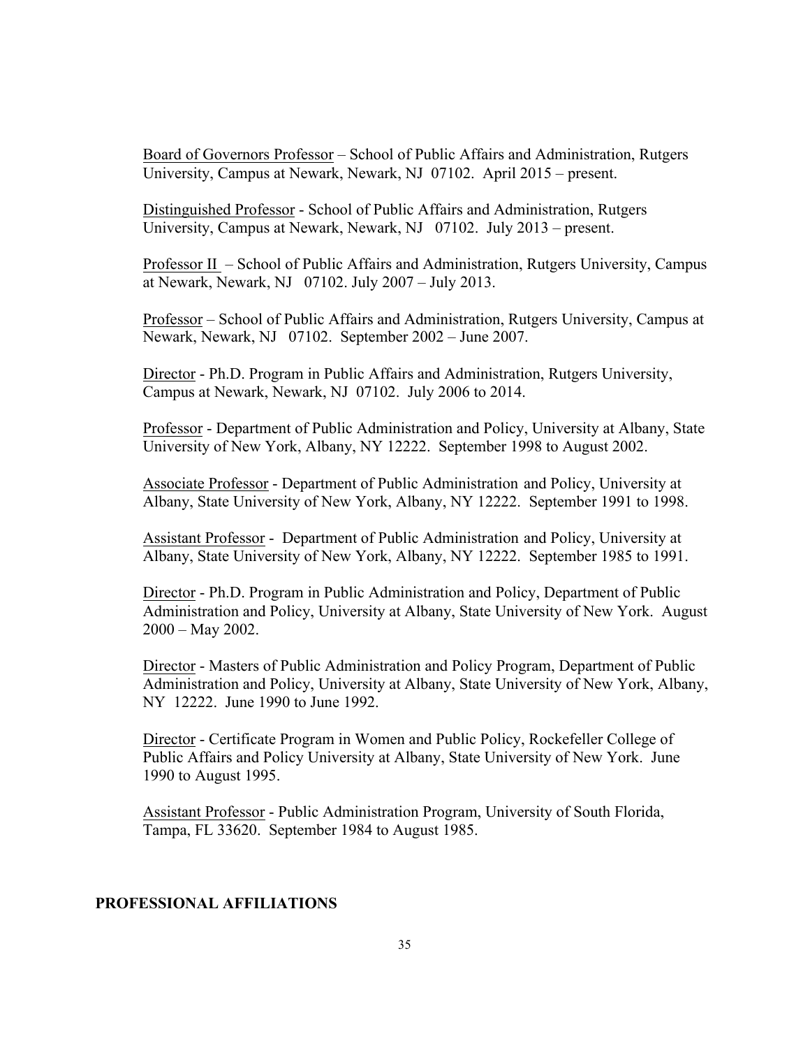Board of Governors Professor – School of Public Affairs and Administration, Rutgers University, Campus at Newark, Newark, NJ 07102. April 2015 – present.

Distinguished Professor - School of Public Affairs and Administration, Rutgers University, Campus at Newark, Newark, NJ 07102. July 2013 – present.

Professor II – School of Public Affairs and Administration, Rutgers University, Campus at Newark, Newark, NJ 07102. July 2007 – July 2013.

Professor – School of Public Affairs and Administration, Rutgers University, Campus at Newark, Newark, NJ 07102. September 2002 – June 2007.

Director - Ph.D. Program in Public Affairs and Administration, Rutgers University, Campus at Newark, Newark, NJ 07102. July 2006 to 2014.

Professor - Department of Public Administration and Policy, University at Albany, State University of New York, Albany, NY 12222. September 1998 to August 2002.

Associate Professor - Department of Public Administration and Policy, University at Albany, State University of New York, Albany, NY 12222. September 1991 to 1998.

Assistant Professor - Department of Public Administration and Policy, University at Albany, State University of New York, Albany, NY 12222. September 1985 to 1991.

Director - Ph.D. Program in Public Administration and Policy, Department of Public Administration and Policy, University at Albany, State University of New York. August 2000 – May 2002.

Director - Masters of Public Administration and Policy Program, Department of Public Administration and Policy, University at Albany, State University of New York, Albany, NY 12222. June 1990 to June 1992.

Director - Certificate Program in Women and Public Policy, Rockefeller College of Public Affairs and Policy University at Albany, State University of New York. June 1990 to August 1995.

Assistant Professor - Public Administration Program, University of South Florida, Tampa, FL 33620. September 1984 to August 1985.

## PROFESSIONAL AFFILIATIONS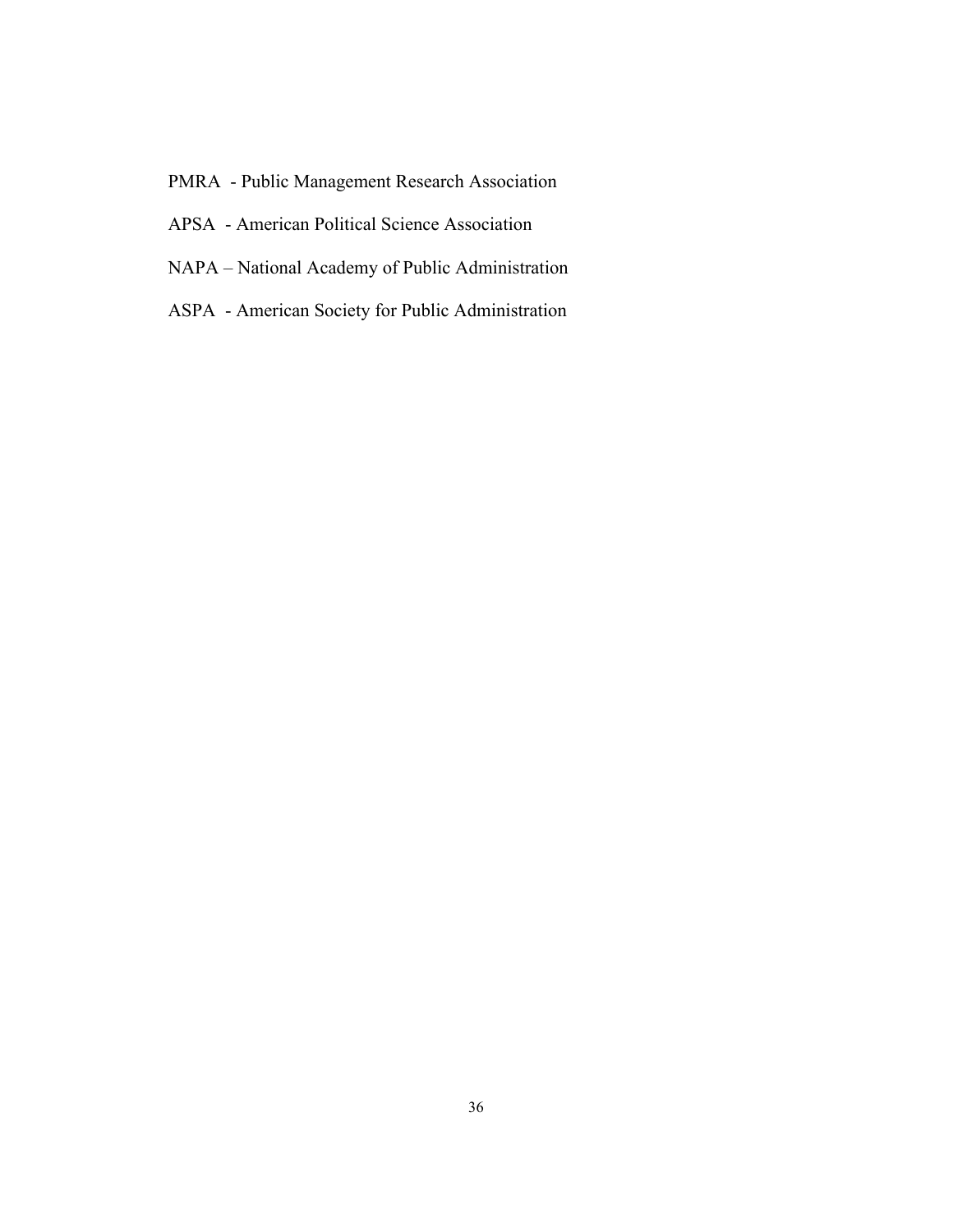PMRA - Public Management Research Association

APSA - American Political Science Association

NAPA – National Academy of Public Administration

ASPA - American Society for Public Administration